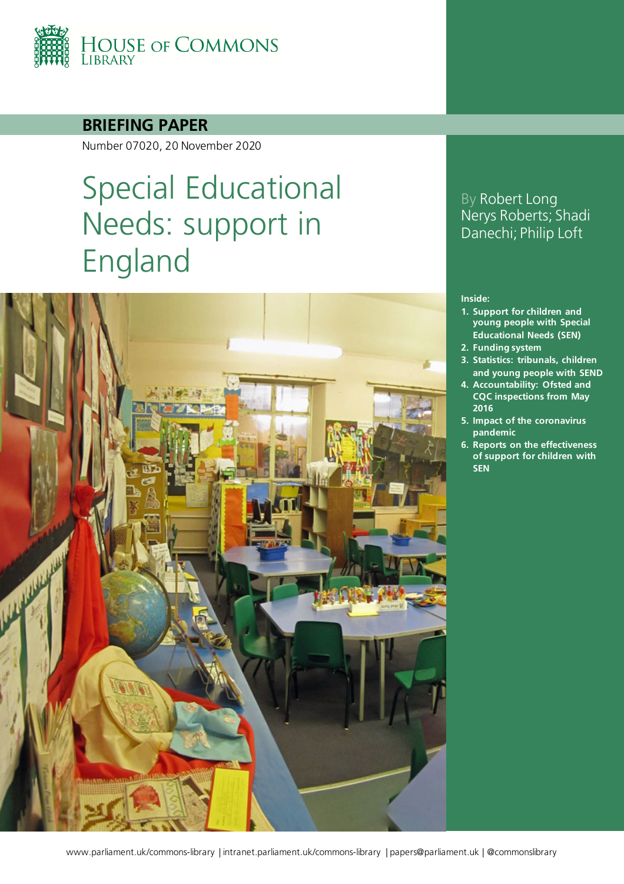HOUSE OF COMMONS LIBRARY

**BRIEFING PAPER**

Number 07020, 20 November 2020

# Special Educational Needs: support in England

By Robert Long
Nerys Roberts; Shadi Danechi; Philip Loft

**Inside:**

1. **Support for children and young people with Special Educational Needs (SEN)**
2. **Funding system**
3. **Statistics: tribunals, children and young people with SEND**
4. **Accountability: Ofsted and CQC inspections from May 2016**
5. **Impact of the coronavirus pandemic**
6. **Reports on the effectiveness of support for children with SEN**

www.parliament.uk/commons-library | intranet.parliament.uk/commons-library | papers@parliament.uk | @commonslibrary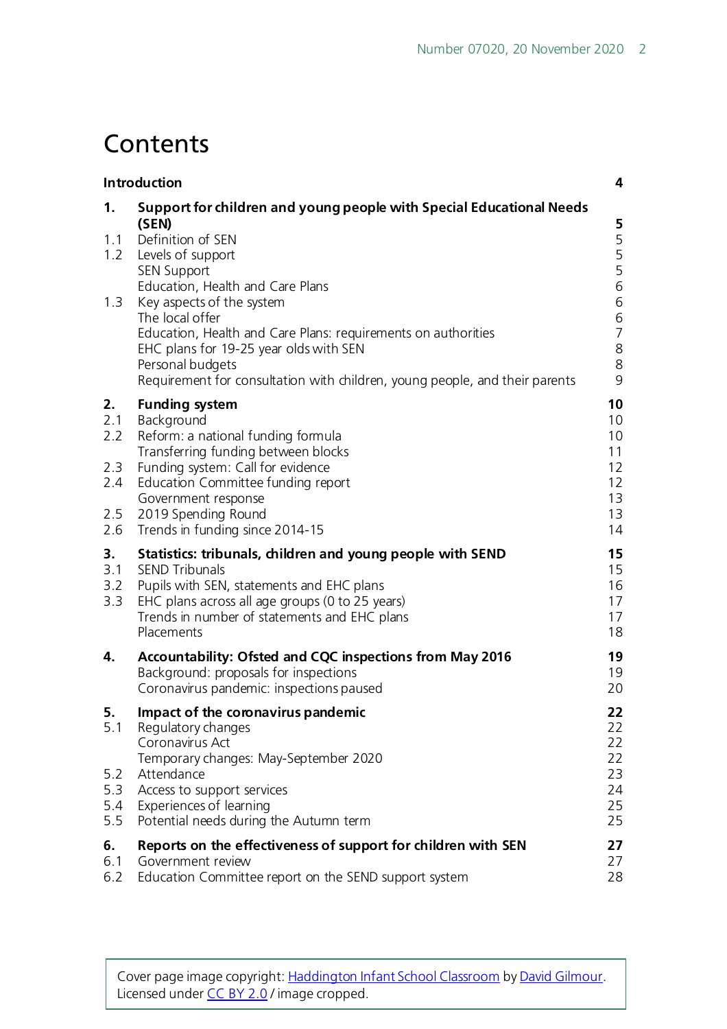# Contents

| | | |
|---|---|---|
| **Introduction** | | **4** |
| **1.** | **Support for children and young people with Special Educational Needs (SEN)** | **5** |
| 1.1 | Definition of SEN | 5 |
| 1.2 | Levels of support | 5 |
| | SEN Support | 5 |
| | Education, Health and Care Plans | 6 |
| 1.3 | Key aspects of the system | 6 |
| | The local offer | 6 |
| | Education, Health and Care Plans: requirements on authorities | 7 |
| | EHC plans for 19-25 year olds with SEN | 8 |
| | Personal budgets | 8 |
| | Requirement for consultation with children, young people, and their parents | 9 |
| **2.** | **Funding system** | **10** |
| 2.1 | Background | 10 |
| 2.2 | Reform: a national funding formula | 10 |
| | Transferring funding between blocks | 11 |
| 2.3 | Funding system: Call for evidence | 12 |
| 2.4 | Education Committee funding report | 12 |
| | Government response | 13 |
| 2.5 | 2019 Spending Round | 13 |
| 2.6 | Trends in funding since 2014-15 | 14 |
| **3.** | **Statistics: tribunals, children and young people with SEND** | **15** |
| 3.1 | SEND Tribunals | 15 |
| 3.2 | Pupils with SEN, statements and EHC plans | 16 |
| 3.3 | EHC plans across all age groups (0 to 25 years) | 17 |
| | Trends in number of statements and EHC plans | 17 |
| | Placements | 18 |
| **4.** | **Accountability: Ofsted and CQC inspections from May 2016** | **19** |
| | Background: proposals for inspections | 19 |
| | Coronavirus pandemic: inspections paused | 20 |
| **5.** | **Impact of the coronavirus pandemic** | **22** |
| 5.1 | Regulatory changes | 22 |
| | Coronavirus Act | 22 |
| | Temporary changes: May-September 2020 | 22 |
| 5.2 | Attendance | 23 |
| 5.3 | Access to support services | 24 |
| 5.4 | Experiences of learning | 25 |
| 5.5 | Potential needs during the Autumn term | 25 |
| **6.** | **Reports on the effectiveness of support for children with SEN** | **27** |
| 6.1 | Government review | 27 |
| 6.2 | Education Committee report on the SEND support system | 28 |

Cover page image copyright: Haddington Infant School Classroom by David Gilmour. Licensed under CC BY 2.0 / image cropped.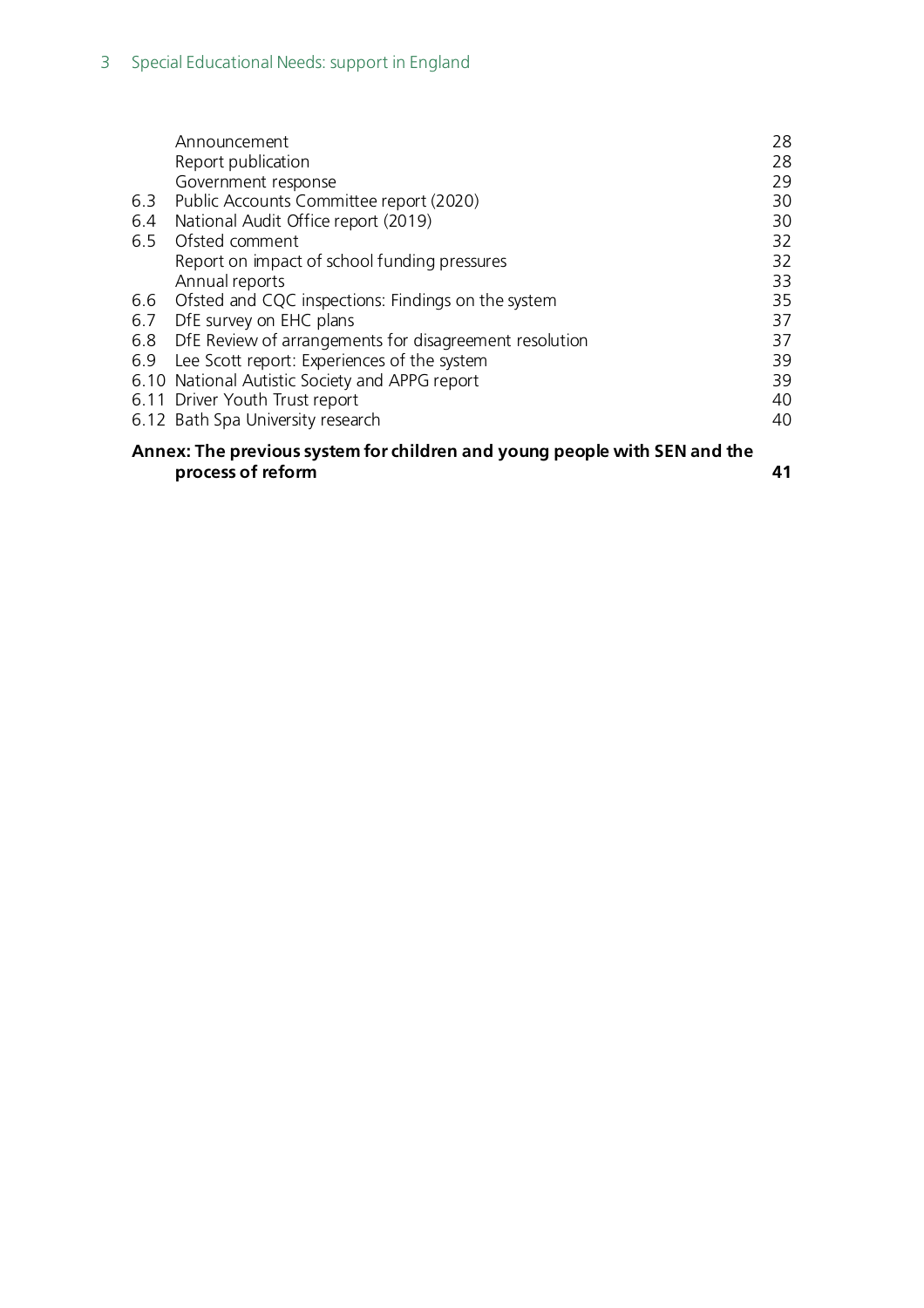| | | |
|---|---|---|
| | Announcement | 28 |
| | Report publication | 28 |
| | Government response | 29 |
| 6.3 | Public Accounts Committee report (2020) | 30 |
| 6.4 | National Audit Office report (2019) | 30 |
| 6.5 | Ofsted comment | 32 |
| | Report on impact of school funding pressures | 32 |
| | Annual reports | 33 |
| 6.6 | Ofsted and CQC inspections: Findings on the system | 35 |
| 6.7 | DfE survey on EHC plans | 37 |
| 6.8 | DfE Review of arrangements for disagreement resolution | 37 |
| 6.9 | Lee Scott report: Experiences of the system | 39 |
| 6.10 | National Autistic Society and APPG report | 39 |
| 6.11 | Driver Youth Trust report | 40 |
| 6.12 | Bath Spa University research | 40 |
| **Annex: The previous system for children and young people with SEN and the process of reform** | | **41** |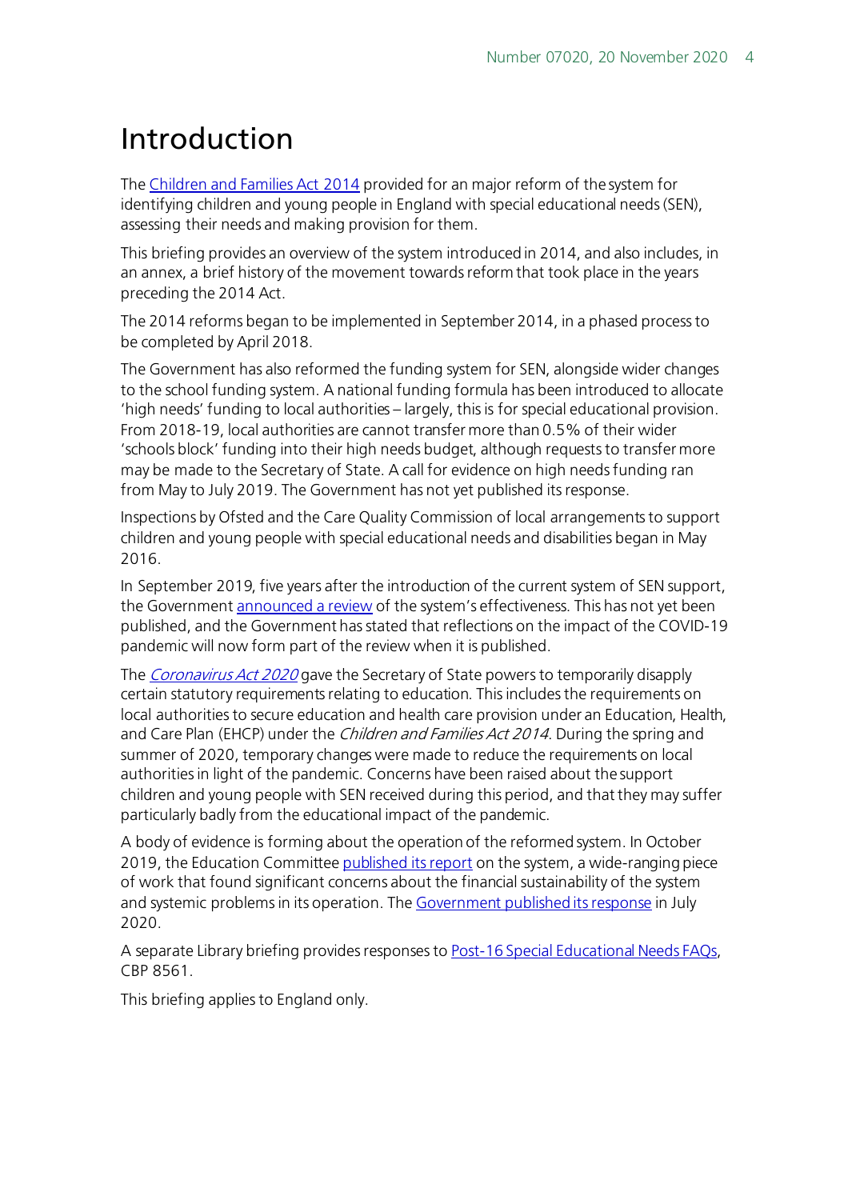# Introduction

The Children and Families Act 2014 provided for an major reform of the system for identifying children and young people in England with special educational needs (SEN), assessing their needs and making provision for them.

This briefing provides an overview of the system introduced in 2014, and also includes, in an annex, a brief history of the movement towards reform that took place in the years preceding the 2014 Act.

The 2014 reforms began to be implemented in September 2014, in a phased process to be completed by April 2018.

The Government has also reformed the funding system for SEN, alongside wider changes to the school funding system. A national funding formula has been introduced to allocate 'high needs' funding to local authorities – largely, this is for special educational provision. From 2018-19, local authorities are cannot transfer more than 0.5% of their wider 'schools block' funding into their high needs budget, although requests to transfer more may be made to the Secretary of State. A call for evidence on high needs funding ran from May to July 2019. The Government has not yet published its response.

Inspections by Ofsted and the Care Quality Commission of local arrangements to support children and young people with special educational needs and disabilities began in May 2016.

In September 2019, five years after the introduction of the current system of SEN support, the Government announced a review of the system's effectiveness. This has not yet been published, and the Government has stated that reflections on the impact of the COVID-19 pandemic will now form part of the review when it is published.

The *Coronavirus Act 2020* gave the Secretary of State powers to temporarily disapply certain statutory requirements relating to education. This includes the requirements on local authorities to secure education and health care provision under an Education, Health, and Care Plan (EHCP) under the *Children and Families Act 2014*. During the spring and summer of 2020, temporary changes were made to reduce the requirements on local authorities in light of the pandemic. Concerns have been raised about the support children and young people with SEN received during this period, and that they may suffer particularly badly from the educational impact of the pandemic.

A body of evidence is forming about the operation of the reformed system. In October 2019, the Education Committee published its report on the system, a wide-ranging piece of work that found significant concerns about the financial sustainability of the system and systemic problems in its operation. The Government published its response in July 2020.

A separate Library briefing provides responses to Post-16 Special Educational Needs FAQs, CBP 8561.

This briefing applies to England only.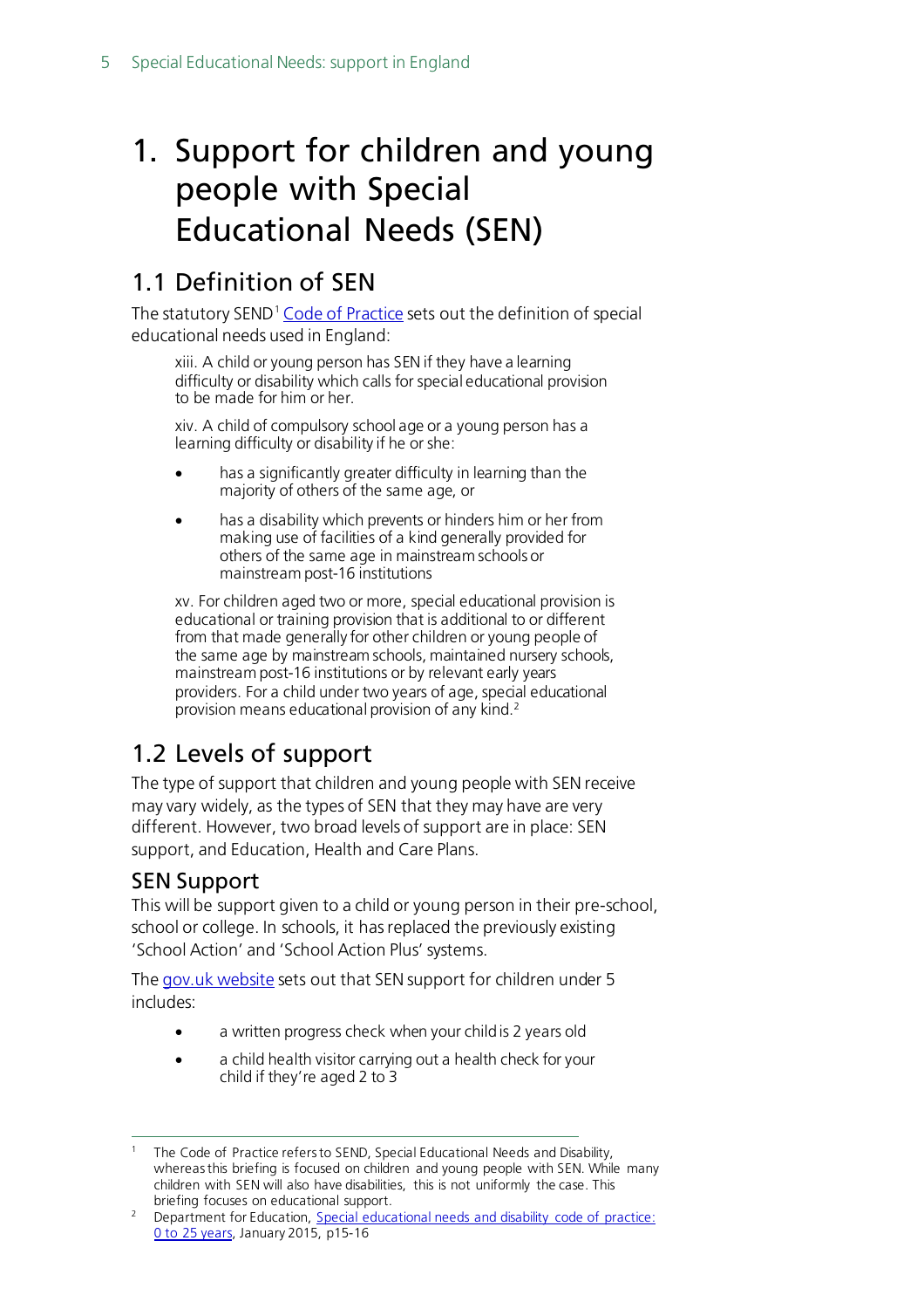# 1. Support for children and young people with Special Educational Needs (SEN)

## 1.1 Definition of SEN

The statutory SEND[1] Code of Practice sets out the definition of special educational needs used in England:

> xiii. A child or young person has SEN if they have a learning difficulty or disability which calls for special educational provision to be made for him or her.
>
> xiv. A child of compulsory school age or a young person has a learning difficulty or disability if he or she:
>
> - has a significantly greater difficulty in learning than the majority of others of the same age, or
> - has a disability which prevents or hinders him or her from making use of facilities of a kind generally provided for others of the same age in mainstream schools or mainstream post-16 institutions
>
> xv. For children aged two or more, special educational provision is educational or training provision that is additional to or different from that made generally for other children or young people of the same age by mainstream schools, maintained nursery schools, mainstream post-16 institutions or by relevant early years providers. For a child under two years of age, special educational provision means educational provision of any kind.[2]

## 1.2 Levels of support

The type of support that children and young people with SEN receive may vary widely, as the types of SEN that they may have are very different. However, two broad levels of support are in place: SEN support, and Education, Health and Care Plans.

### SEN Support

This will be support given to a child or young person in their pre-school, school or college. In schools, it has replaced the previously existing 'School Action' and 'School Action Plus' systems.

The gov.uk website sets out that SEN support for children under 5 includes:

- a written progress check when your child is 2 years old
- a child health visitor carrying out a health check for your child if they're aged 2 to 3

---

[1] The Code of Practice refers to SEND, Special Educational Needs and Disability, whereas this briefing is focused on children and young people with SEN. While many children with SEN will also have disabilities, this is not uniformly the case. This briefing focuses on educational support.

[2] Department for Education, Special educational needs and disability code of practice: 0 to 25 years, January 2015, p15-16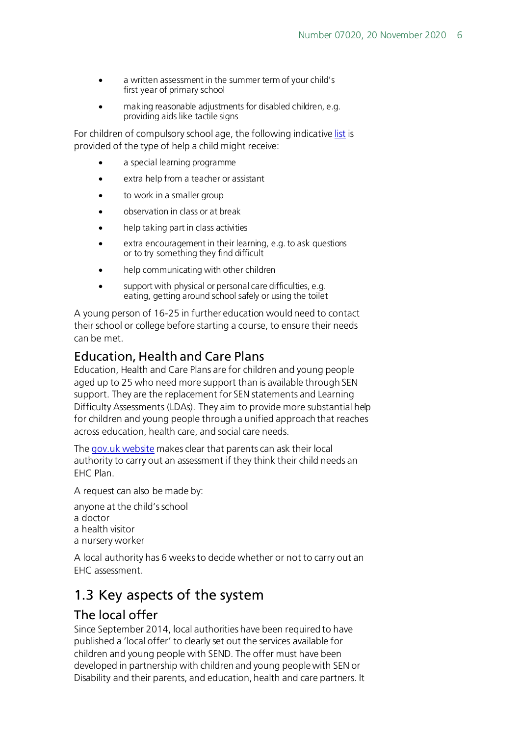- a written assessment in the summer term of your child's first year of primary school
- making reasonable adjustments for disabled children, e.g. providing aids like tactile signs

For children of compulsory school age, the following indicative list is provided of the type of help a child might receive:

- a special learning programme
- extra help from a teacher or assistant
- to work in a smaller group
- observation in class or at break
- help taking part in class activities
- extra encouragement in their learning, e.g. to ask questions or to try something they find difficult
- help communicating with other children
- support with physical or personal care difficulties, e.g. eating, getting around school safely or using the toilet

A young person of 16-25 in further education would need to contact their school or college before starting a course, to ensure their needs can be met.

### Education, Health and Care Plans

Education, Health and Care Plans are for children and young people aged up to 25 who need more support than is available through SEN support. They are the replacement for SEN statements and Learning Difficulty Assessments (LDAs). They aim to provide more substantial help for children and young people through a unified approach that reaches across education, health care, and social care needs.

The gov.uk website makes clear that parents can ask their local authority to carry out an assessment if they think their child needs an EHC Plan.

A request can also be made by:

anyone at the child's school
a doctor
a health visitor
a nursery worker

A local authority has 6 weeks to decide whether or not to carry out an EHC assessment.

## 1.3 Key aspects of the system

### The local offer

Since September 2014, local authorities have been required to have published a 'local offer' to clearly set out the services available for children and young people with SEND. The offer must have been developed in partnership with children and young people with SEN or Disability and their parents, and education, health and care partners. It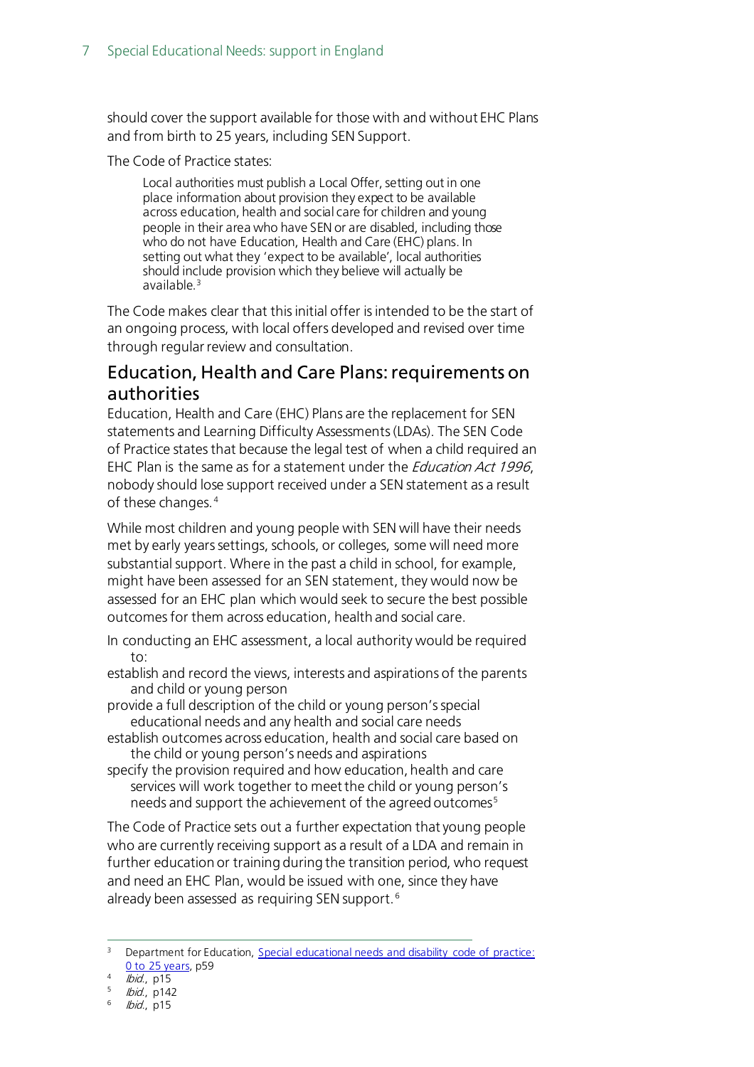should cover the support available for those with and without EHC Plans and from birth to 25 years, including SEN Support.

The Code of Practice states:

> Local authorities must publish a Local Offer, setting out in one place information about provision they expect to be available across education, health and social care for children and young people in their area who have SEN or are disabled, including those who do not have Education, Health and Care (EHC) plans. In setting out what they 'expect to be available', local authorities should include provision which they believe will actually be available.[3]

The Code makes clear that this initial offer is intended to be the start of an ongoing process, with local offers developed and revised over time through regular review and consultation.

## Education, Health and Care Plans: requirements on authorities

Education, Health and Care (EHC) Plans are the replacement for SEN statements and Learning Difficulty Assessments (LDAs). The SEN Code of Practice states that because the legal test of when a child required an EHC Plan is the same as for a statement under the *Education Act 1996*, nobody should lose support received under a SEN statement as a result of these changes.[4]

While most children and young people with SEN will have their needs met by early years settings, schools, or colleges, some will need more substantial support. Where in the past a child in school, for example, might have been assessed for an SEN statement, they would now be assessed for an EHC plan which would seek to secure the best possible outcomes for them across education, health and social care.

In conducting an EHC assessment, a local authority would be required to:

- establish and record the views, interests and aspirations of the parents and child or young person
- provide a full description of the child or young person's special educational needs and any health and social care needs
- establish outcomes across education, health and social care based on the child or young person's needs and aspirations
- specify the provision required and how education, health and care services will work together to meet the child or young person's needs and support the achievement of the agreed outcomes[5]

The Code of Practice sets out a further expectation that young people who are currently receiving support as a result of a LDA and remain in further education or training during the transition period, who request and need an EHC Plan, would be issued with one, since they have already been assessed as requiring SEN support.[6]

---

[3] Department for Education, [Special educational needs and disability code of practice: 0 to 25 years](), p59

[4] *Ibid.*, p15

[5] *Ibid.*, p142

[6] *Ibid.*, p15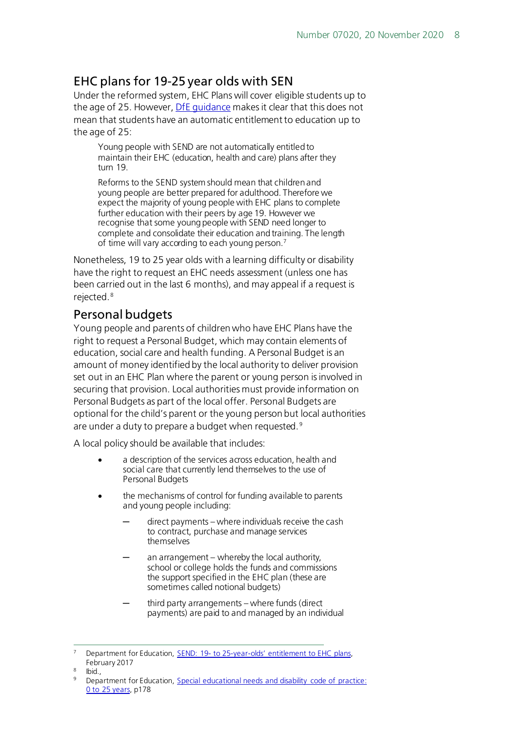## EHC plans for 19-25 year olds with SEN

Under the reformed system, EHC Plans will cover eligible students up to the age of 25. However, [DfE guidance](#) makes it clear that this does not mean that students have an automatic entitlement to education up to the age of 25:

> Young people with SEND are not automatically entitled to maintain their EHC (education, health and care) plans after they turn 19.
>
> Reforms to the SEND system should mean that children and young people are better prepared for adulthood. Therefore we expect the majority of young people with EHC plans to complete further education with their peers by age 19. However we recognise that some young people with SEND need longer to complete and consolidate their education and training. The length of time will vary according to each young person.[7]

Nonetheless, 19 to 25 year olds with a learning difficulty or disability have the right to request an EHC needs assessment (unless one has been carried out in the last 6 months), and may appeal if a request is rejected.[8]

## Personal budgets

Young people and parents of children who have EHC Plans have the right to request a Personal Budget, which may contain elements of education, social care and health funding. A Personal Budget is an amount of money identified by the local authority to deliver provision set out in an EHC Plan where the parent or young person is involved in securing that provision. Local authorities must provide information on Personal Budgets as part of the local offer. Personal Budgets are optional for the child's parent or the young person but local authorities are under a duty to prepare a budget when requested.[9]

A local policy should be available that includes:

- a description of the services across education, health and social care that currently lend themselves to the use of Personal Budgets
- the mechanisms of control for funding available to parents and young people including:
  - direct payments – where individuals receive the cash to contract, purchase and manage services themselves
  - an arrangement – whereby the local authority, school or college holds the funds and commissions the support specified in the EHC plan (these are sometimes called notional budgets)
  - third party arrangements – where funds (direct payments) are paid to and managed by an individual

---

[7] Department for Education, [SEND: 19- to 25-year-olds' entitlement to EHC plans](#), February 2017

[8] Ibid.,

[9] Department for Education, [Special educational needs and disability code of practice: 0 to 25 years](#), p178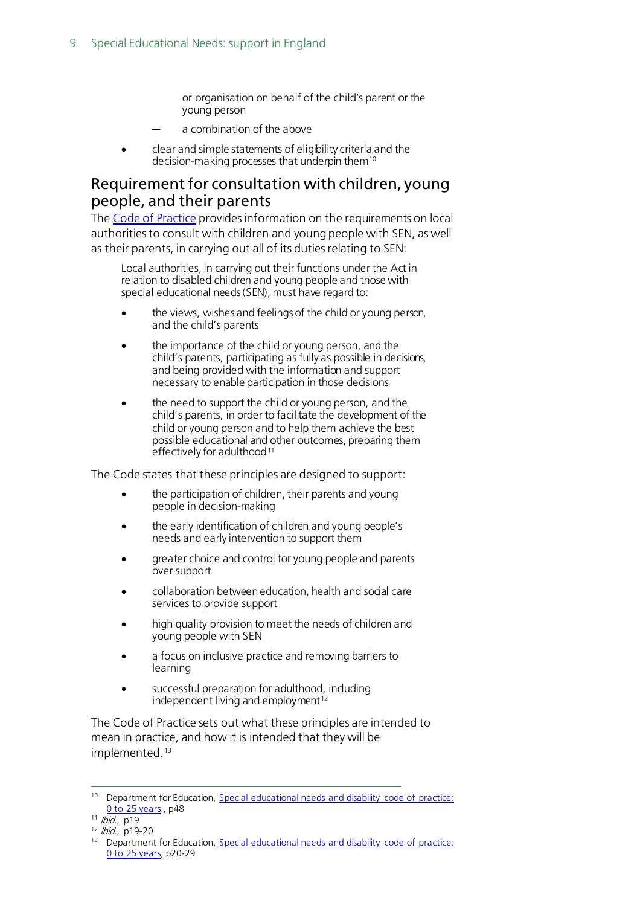or organisation on behalf of the child's parent or the young person

  - a combination of the above

- clear and simple statements of eligibility criteria and the decision-making processes that underpin them[10]

## Requirement for consultation with children, young people, and their parents

The Code of Practice provides information on the requirements on local authorities to consult with children and young people with SEN, as well as their parents, in carrying out all of its duties relating to SEN:

> Local authorities, in carrying out their functions under the Act in relation to disabled children and young people and those with special educational needs (SEN), must have regard to:
>
> - the views, wishes and feelings of the child or young person, and the child's parents
> - the importance of the child or young person, and the child's parents, participating as fully as possible in decisions, and being provided with the information and support necessary to enable participation in those decisions
> - the need to support the child or young person, and the child's parents, in order to facilitate the development of the child or young person and to help them achieve the best possible educational and other outcomes, preparing them effectively for adulthood[11]

The Code states that these principles are designed to support:

- the participation of children, their parents and young people in decision-making
- the early identification of children and young people's needs and early intervention to support them
- greater choice and control for young people and parents over support
- collaboration between education, health and social care services to provide support
- high quality provision to meet the needs of children and young people with SEN
- a focus on inclusive practice and removing barriers to learning
- successful preparation for adulthood, including independent living and employment[12]

The Code of Practice sets out what these principles are intended to mean in practice, and how it is intended that they will be implemented.[13]

---

[10] Department for Education, Special educational needs and disability code of practice: 0 to 25 years., p48

[11] *Ibid.*, p19

[12] *Ibid.*, p19-20

[13] Department for Education, Special educational needs and disability code of practice: 0 to 25 years, p20-29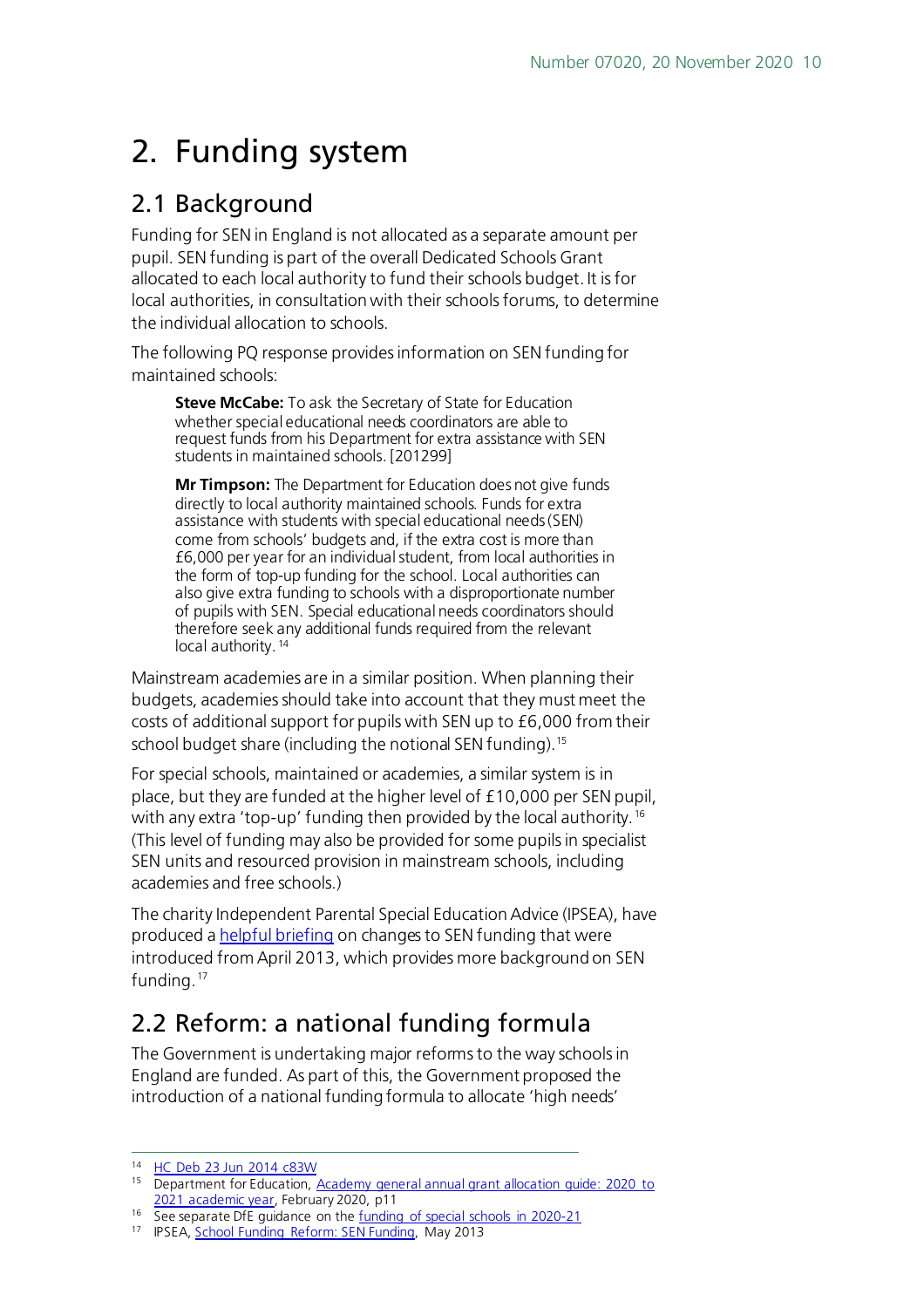# 2. Funding system

## 2.1 Background

Funding for SEN in England is not allocated as a separate amount per pupil. SEN funding is part of the overall Dedicated Schools Grant allocated to each local authority to fund their schools budget. It is for local authorities, in consultation with their schools forums, to determine the individual allocation to schools.

The following PQ response provides information on SEN funding for maintained schools:

> **Steve McCabe:** To ask the Secretary of State for Education whether special educational needs coordinators are able to request funds from his Department for extra assistance with SEN students in maintained schools. [201299]
>
> **Mr Timpson:** The Department for Education does not give funds directly to local authority maintained schools. Funds for extra assistance with students with special educational needs (SEN) come from schools' budgets and, if the extra cost is more than £6,000 per year for an individual student, from local authorities in the form of top-up funding for the school. Local authorities can also give extra funding to schools with a disproportionate number of pupils with SEN. Special educational needs coordinators should therefore seek any additional funds required from the relevant local authority.[14]

Mainstream academies are in a similar position. When planning their budgets, academies should take into account that they must meet the costs of additional support for pupils with SEN up to £6,000 from their school budget share (including the notional SEN funding).[15]

For special schools, maintained or academies, a similar system is in place, but they are funded at the higher level of £10,000 per SEN pupil, with any extra 'top-up' funding then provided by the local authority.[16] (This level of funding may also be provided for some pupils in specialist SEN units and resourced provision in mainstream schools, including academies and free schools.)

The charity Independent Parental Special Education Advice (IPSEA), have produced a helpful briefing on changes to SEN funding that were introduced from April 2013, which provides more background on SEN funding.[17]

## 2.2 Reform: a national funding formula

The Government is undertaking major reforms to the way schools in England are funded. As part of this, the Government proposed the introduction of a national funding formula to allocate 'high needs'

---

[14] HC Deb 23 Jun 2014 c83W

[15] Department for Education, Academy general annual grant allocation guide: 2020 to 2021 academic year, February 2020, p11

[16] See separate DfE guidance on the funding of special schools in 2020-21

[17] IPSEA, School Funding Reform: SEN Funding, May 2013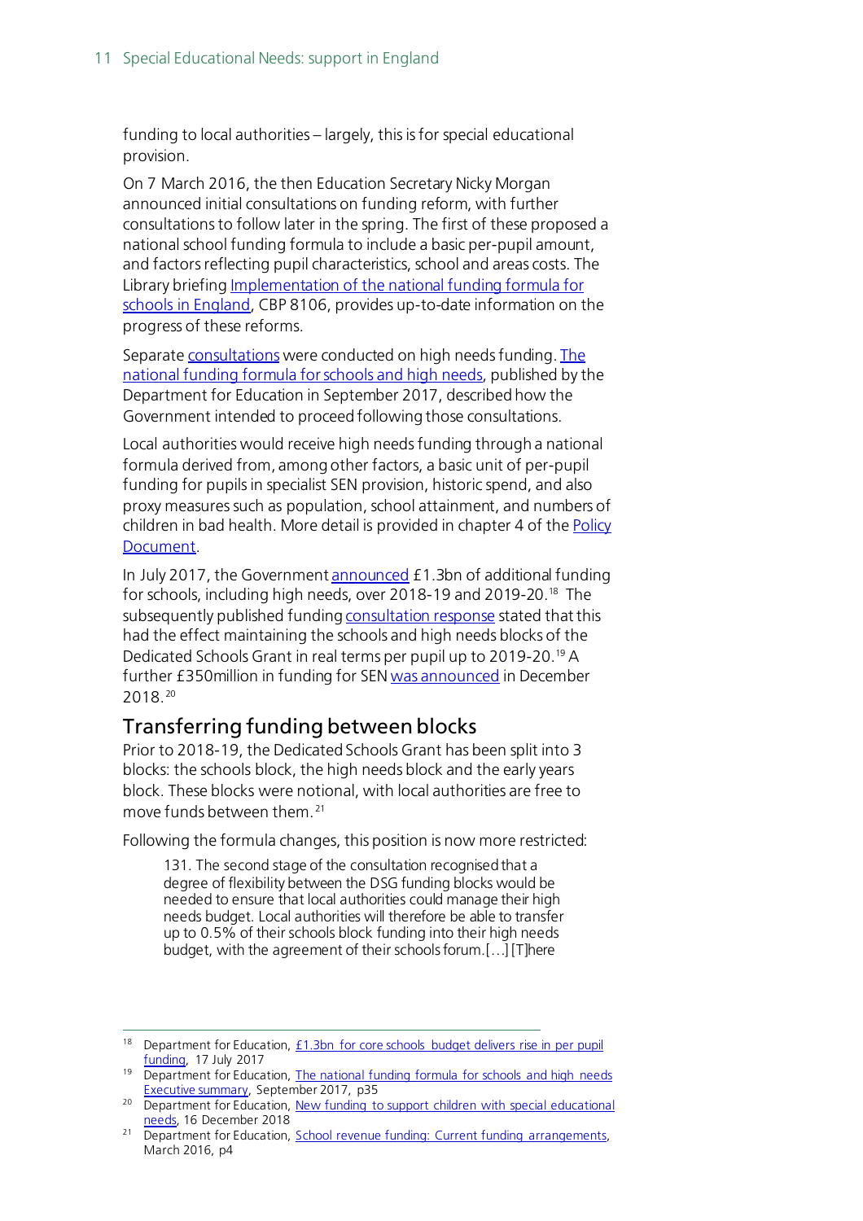funding to local authorities – largely, this is for special educational provision.

On 7 March 2016, the then Education Secretary Nicky Morgan announced initial consultations on funding reform, with further consultations to follow later in the spring. The first of these proposed a national school funding formula to include a basic per-pupil amount, and factors reflecting pupil characteristics, school and areas costs. The Library briefing Implementation of the national funding formula for schools in England, CBP 8106, provides up-to-date information on the progress of these reforms.

Separate consultations were conducted on high needs funding. The national funding formula for schools and high needs, published by the Department for Education in September 2017, described how the Government intended to proceed following those consultations.

Local authorities would receive high needs funding through a national formula derived from, among other factors, a basic unit of per-pupil funding for pupils in specialist SEN provision, historic spend, and also proxy measures such as population, school attainment, and numbers of children in bad health. More detail is provided in chapter 4 of the Policy Document.

In July 2017, the Government announced £1.3bn of additional funding for schools, including high needs, over 2018-19 and 2019-20.[18] The subsequently published funding consultation response stated that this had the effect maintaining the schools and high needs blocks of the Dedicated Schools Grant in real terms per pupil up to 2019-20.[19] A further £350million in funding for SEN was announced in December 2018.[20]

## Transferring funding between blocks

Prior to 2018-19, the Dedicated Schools Grant has been split into 3 blocks: the schools block, the high needs block and the early years block. These blocks were notional, with local authorities are free to move funds between them.[21]

Following the formula changes, this position is now more restricted:

> 131. The second stage of the consultation recognised that a degree of flexibility between the DSG funding blocks would be needed to ensure that local authorities could manage their high needs budget. Local authorities will therefore be able to transfer up to 0.5% of their schools block funding into their high needs budget, with the agreement of their schools forum.[…] [T]here

---

[18] Department for Education, £1.3bn for core schools budget delivers rise in per pupil funding, 17 July 2017

[19] Department for Education, The national funding formula for schools and high needs Executive summary, September 2017, p35

[20] Department for Education, New funding to support children with special educational needs, 16 December 2018

[21] Department for Education, School revenue funding: Current funding arrangements, March 2016, p4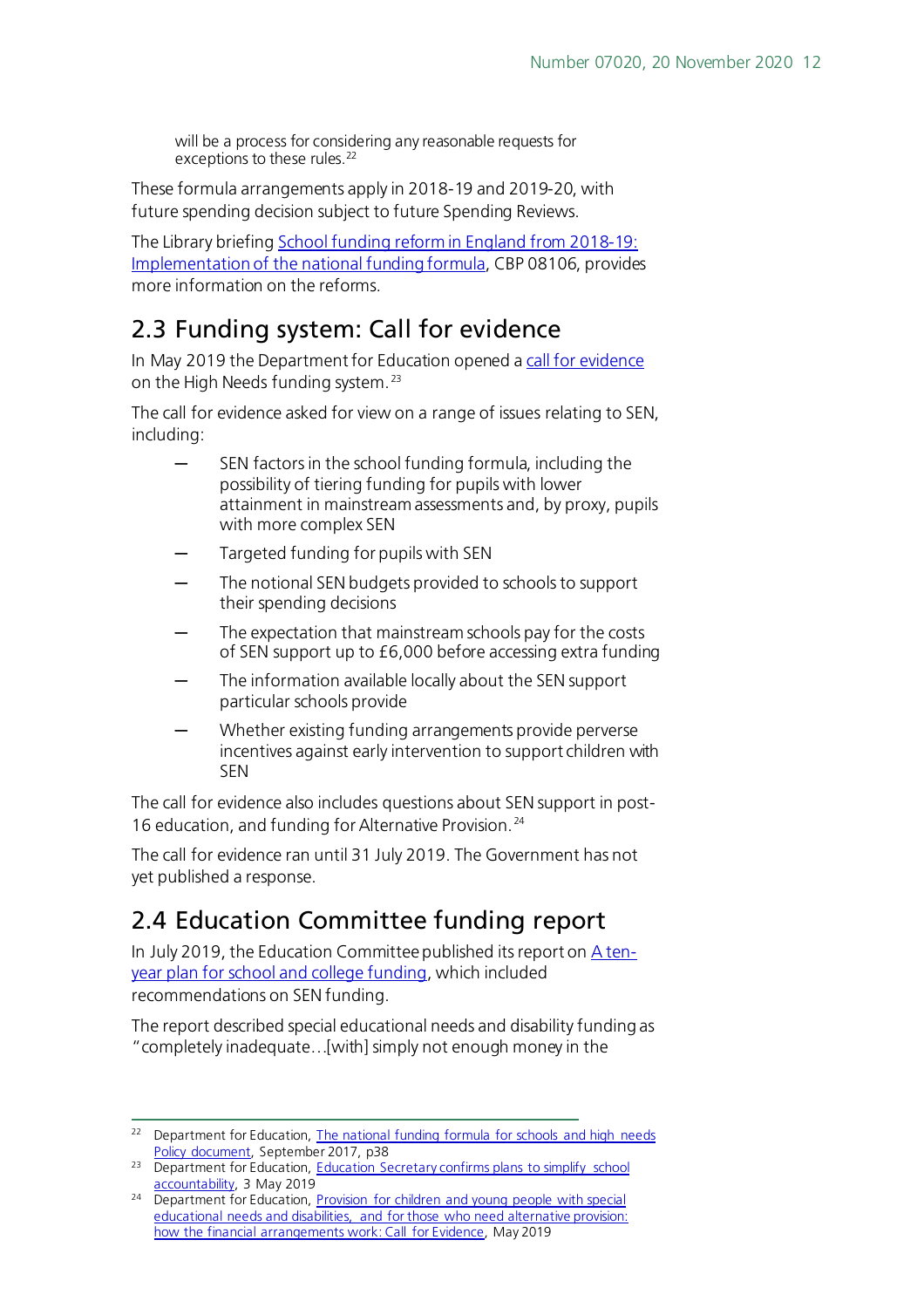will be a process for considering any reasonable requests for exceptions to these rules.[22]

These formula arrangements apply in 2018-19 and 2019-20, with future spending decision subject to future Spending Reviews.

The Library briefing School funding reform in England from 2018-19: Implementation of the national funding formula, CBP 08106, provides more information on the reforms.

## 2.3 Funding system: Call for evidence

In May 2019 the Department for Education opened a call for evidence on the High Needs funding system.[23]

The call for evidence asked for view on a range of issues relating to SEN, including:

- SEN factors in the school funding formula, including the possibility of tiering funding for pupils with lower attainment in mainstream assessments and, by proxy, pupils with more complex SEN
- Targeted funding for pupils with SEN
- The notional SEN budgets provided to schools to support their spending decisions
- The expectation that mainstream schools pay for the costs of SEN support up to £6,000 before accessing extra funding
- The information available locally about the SEN support particular schools provide
- Whether existing funding arrangements provide perverse incentives against early intervention to support children with SEN

The call for evidence also includes questions about SEN support in post-16 education, and funding for Alternative Provision.[24]

The call for evidence ran until 31 July 2019. The Government has not yet published a response.

## 2.4 Education Committee funding report

In July 2019, the Education Committee published its report on A ten-year plan for school and college funding, which included recommendations on SEN funding.

The report described special educational needs and disability funding as "completely inadequate…[with] simply not enough money in the

---

[22] Department for Education, The national funding formula for schools and high needs Policy document, September 2017, p38

[23] Department for Education, Education Secretary confirms plans to simplify school accountability, 3 May 2019

[24] Department for Education, Provision for children and young people with special educational needs and disabilities, and for those who need alternative provision: how the financial arrangements work: Call for Evidence, May 2019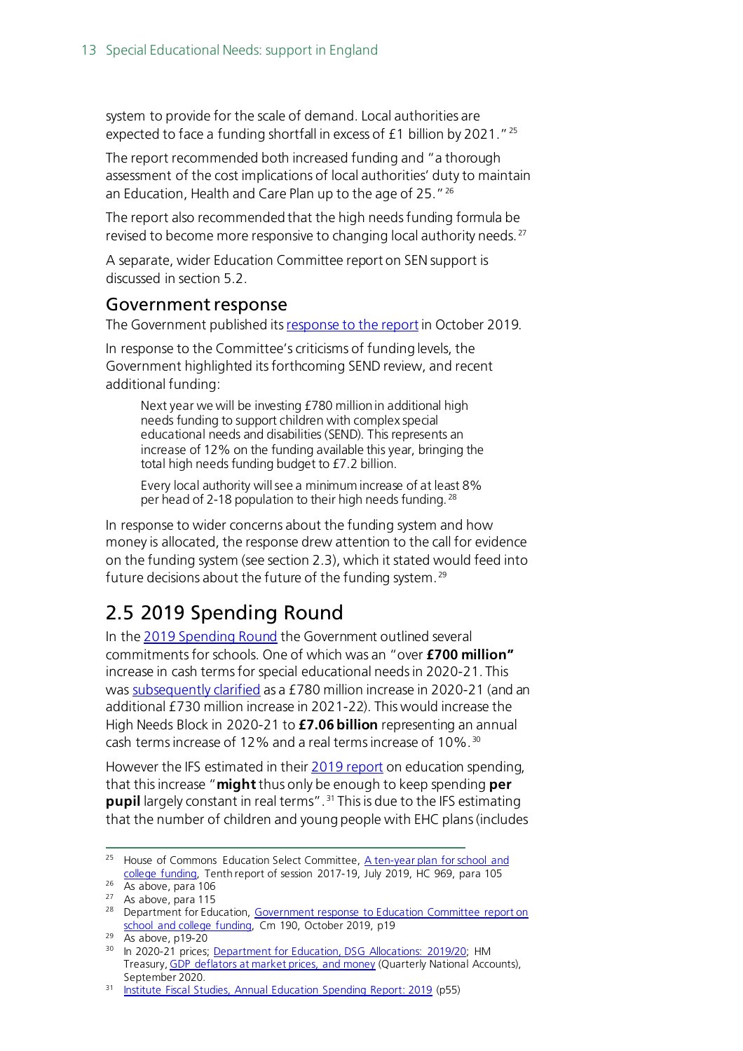system to provide for the scale of demand. Local authorities are expected to face a funding shortfall in excess of £1 billion by 2021."[25]

The report recommended both increased funding and "a thorough assessment of the cost implications of local authorities' duty to maintain an Education, Health and Care Plan up to the age of 25."[26]

The report also recommended that the high needs funding formula be revised to become more responsive to changing local authority needs.[27]

A separate, wider Education Committee report on SEN support is discussed in section 5.2.

### Government response

The Government published its response to the report in October 2019.

In response to the Committee's criticisms of funding levels, the Government highlighted its forthcoming SEND review, and recent additional funding:

> Next year we will be investing £780 million in additional high needs funding to support children with complex special educational needs and disabilities (SEND). This represents an increase of 12% on the funding available this year, bringing the total high needs funding budget to £7.2 billion.
>
> Every local authority will see a minimum increase of at least 8% per head of 2-18 population to their high needs funding.[28]

In response to wider concerns about the funding system and how money is allocated, the response drew attention to the call for evidence on the funding system (see section 2.3), which it stated would feed into future decisions about the future of the funding system.[29]

## 2.5 2019 Spending Round

In the 2019 Spending Round the Government outlined several commitments for schools. One of which was an "over **£700 million"** increase in cash terms for special educational needs in 2020-21. This was subsequently clarified as a £780 million increase in 2020-21 (and an additional £730 million increase in 2021-22). This would increase the High Needs Block in 2020-21 to **£7.06 billion** representing an annual cash terms increase of 12% and a real terms increase of 10%.[30]

However the IFS estimated in their 2019 report on education spending, that this increase "**might** thus only be enough to keep spending **per pupil** largely constant in real terms".[31] This is due to the IFS estimating that the number of children and young people with EHC plans (includes

---

[25] House of Commons Education Select Committee, A ten-year plan for school and college funding, Tenth report of session 2017-19, July 2019, HC 969, para 105

[26] As above, para 106

[27] As above, para 115

[28] Department for Education, Government response to Education Committee report on school and college funding, Cm 190, October 2019, p19

[29] As above, p19-20

[30] In 2020-21 prices; Department for Education, DSG Allocations: 2019/20; HM Treasury, GDP deflators at market prices, and money (Quarterly National Accounts), September 2020.

[31] Institute Fiscal Studies, Annual Education Spending Report: 2019 (p55)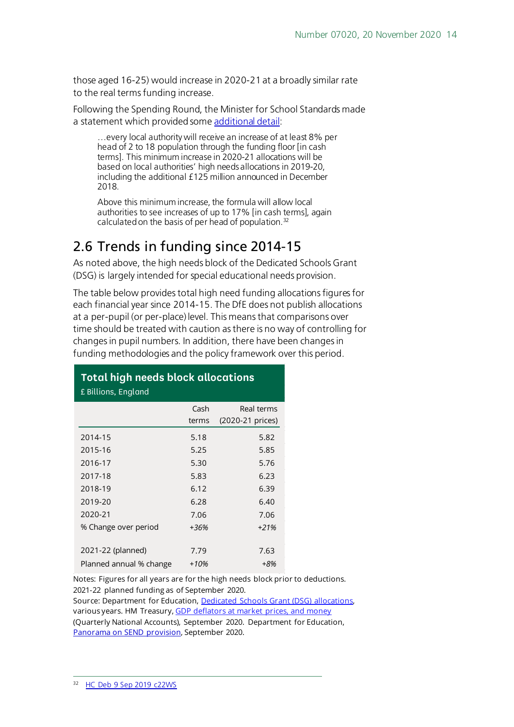those aged 16-25) would increase in 2020-21 at a broadly similar rate to the real terms funding increase.

Following the Spending Round, the Minister for School Standards made a statement which provided some additional detail:

> …every local authority will receive an increase of at least 8% per head of 2 to 18 population through the funding floor [in cash terms]. This minimum increase in 2020-21 allocations will be based on local authorities' high needs allocations in 2019-20, including the additional £125 million announced in December 2018.
>
> Above this minimum increase, the formula will allow local authorities to see increases of up to 17% [in cash terms], again calculated on the basis of per head of population.[32]

## 2.6 Trends in funding since 2014-15

As noted above, the high needs block of the Dedicated Schools Grant (DSG) is largely intended for special educational needs provision.

The table below provides total high need funding allocations figures for each financial year since 2014-15. The DfE does not publish allocations at a per-pupil (or per-place) level. This means that comparisons over time should be treated with caution as there is no way of controlling for changes in pupil numbers. In addition, there have been changes in funding methodologies and the policy framework over this period.

**Total high needs block allocations**
£ Billions, England

| | Cash terms | Real terms (2020-21 prices) |
|---|---|---|
| 2014-15 | 5.18 | 5.82 |
| 2015-16 | 5.25 | 5.85 |
| 2016-17 | 5.30 | 5.76 |
| 2017-18 | 5.83 | 6.23 |
| 2018-19 | 6.12 | 6.39 |
| 2019-20 | 6.28 | 6.40 |
| 2020-21 | 7.06 | 7.06 |
| % Change over period | *+36%* | *+21%* |
| | | |
| 2021-22 (planned) | 7.79 | 7.63 |
| Planned annual % change | *+10%* | *+8%* |

Notes: Figures for all years are for the high needs block prior to deductions. 2021-22 planned funding as of September 2020.
Source: Department for Education, Dedicated Schools Grant (DSG) allocations, various years. HM Treasury, GDP deflators at market prices, and money (Quarterly National Accounts), September 2020. Department for Education, Panorama on SEND provision, September 2020.

[32] HC Deb 9 Sep 2019 c22WS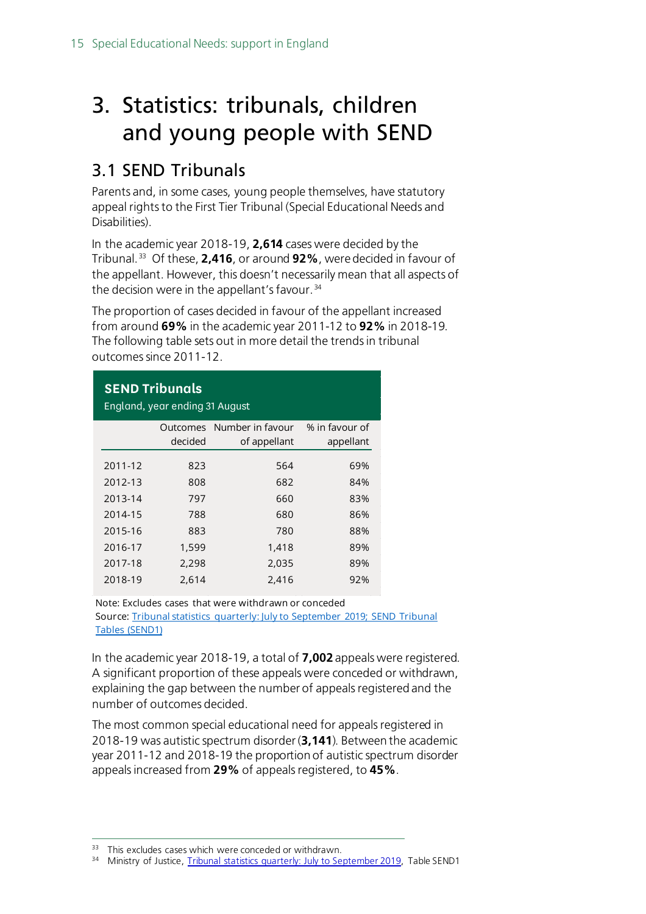// No images on this page; the running header "15 Special Educational Needs: support in England" is omitted.

# 3. Statistics: tribunals, children and young people with SEND

## 3.1 SEND Tribunals

Parents and, in some cases, young people themselves, have statutory appeal rights to the First Tier Tribunal (Special Educational Needs and Disabilities).

In the academic year 2018-19, **2,614** cases were decided by the Tribunal.[33] Of these, **2,416**, or around **92%**, were decided in favour of the appellant. However, this doesn't necessarily mean that all aspects of the decision were in the appellant's favour.[34]

The proportion of cases decided in favour of the appellant increased from around **69%** in the academic year 2011-12 to **92%** in 2018-19. The following table sets out in more detail the trends in tribunal outcomes since 2011-12.

**SEND Tribunals**
England, year ending 31 August

| | Outcomes decided | Number in favour of appellant | % in favour of appellant |
|---|---|---|---|
| 2011-12 | 823 | 564 | 69% |
| 2012-13 | 808 | 682 | 84% |
| 2013-14 | 797 | 660 | 83% |
| 2014-15 | 788 | 680 | 86% |
| 2015-16 | 883 | 780 | 88% |
| 2016-17 | 1,599 | 1,418 | 89% |
| 2017-18 | 2,298 | 2,035 | 89% |
| 2018-19 | 2,614 | 2,416 | 92% |

Note: Excludes cases that were withdrawn or conceded
Source: Tribunal statistics quarterly: July to September 2019; SEND Tribunal Tables (SEND1)

In the academic year 2018-19, a total of **7,002** appeals were registered. A significant proportion of these appeals were conceded or withdrawn, explaining the gap between the number of appeals registered and the number of outcomes decided.

The most common special educational need for appeals registered in 2018-19 was autistic spectrum disorder (**3,141**). Between the academic year 2011-12 and 2018-19 the proportion of autistic spectrum disorder appeals increased from **29%** of appeals registered, to **45%**.

---

[33] This excludes cases which were conceded or withdrawn.

[34] Ministry of Justice, Tribunal statistics quarterly: July to September 2019, Table SEND1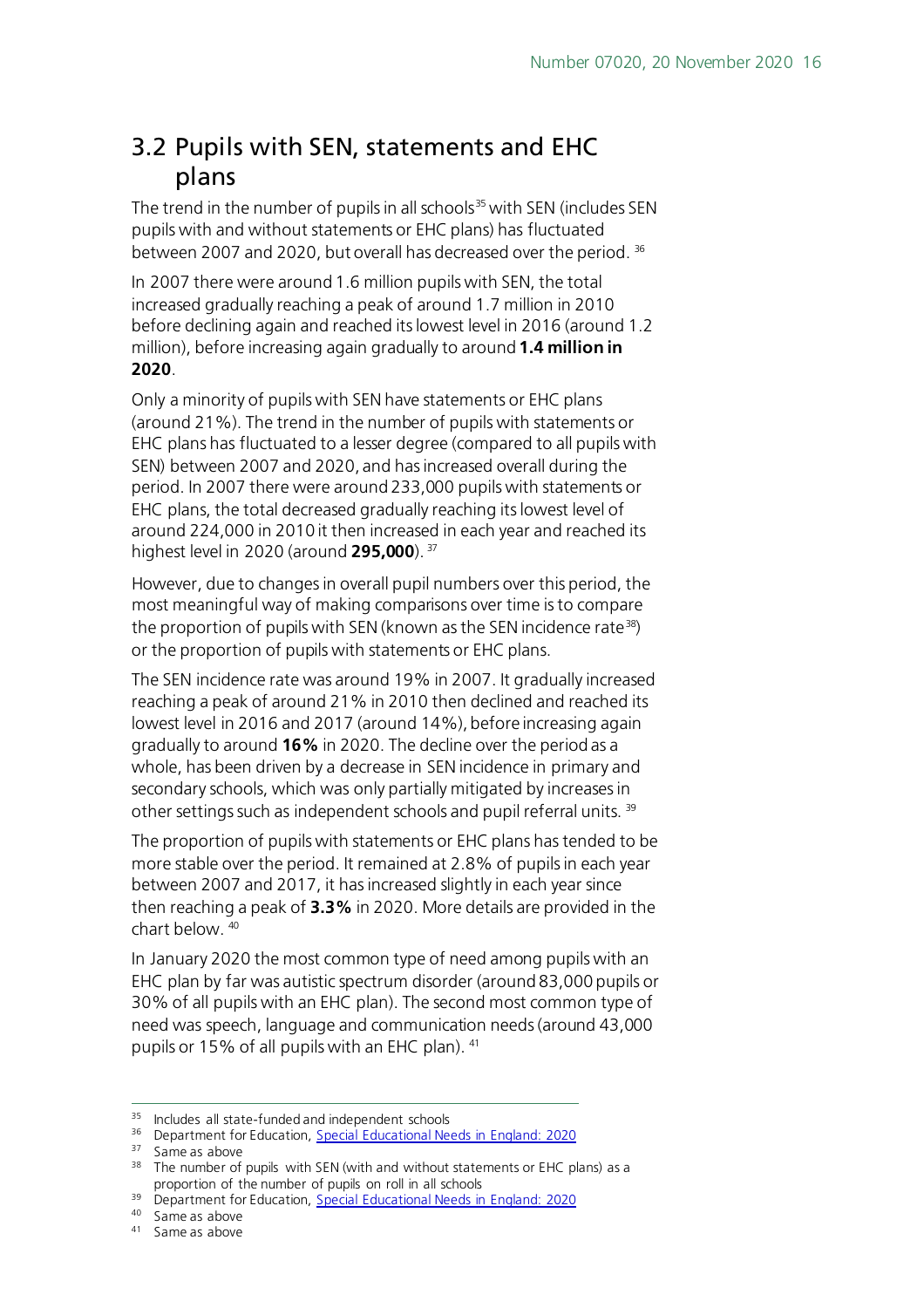## 3.2 Pupils with SEN, statements and EHC plans

The trend in the number of pupils in all schools[35] with SEN (includes SEN pupils with and without statements or EHC plans) has fluctuated between 2007 and 2020, but overall has decreased over the period. [36]

In 2007 there were around 1.6 million pupils with SEN, the total increased gradually reaching a peak of around 1.7 million in 2010 before declining again and reached its lowest level in 2016 (around 1.2 million), before increasing again gradually to around **1.4 million in 2020**.

Only a minority of pupils with SEN have statements or EHC plans (around 21%). The trend in the number of pupils with statements or EHC plans has fluctuated to a lesser degree (compared to all pupils with SEN) between 2007 and 2020, and has increased overall during the period. In 2007 there were around 233,000 pupils with statements or EHC plans, the total decreased gradually reaching its lowest level of around 224,000 in 2010 it then increased in each year and reached its highest level in 2020 (around **295,000**). [37]

However, due to changes in overall pupil numbers over this period, the most meaningful way of making comparisons over time is to compare the proportion of pupils with SEN (known as the SEN incidence rate[38]) or the proportion of pupils with statements or EHC plans.

The SEN incidence rate was around 19% in 2007. It gradually increased reaching a peak of around 21% in 2010 then declined and reached its lowest level in 2016 and 2017 (around 14%), before increasing again gradually to around **16%** in 2020. The decline over the period as a whole, has been driven by a decrease in SEN incidence in primary and secondary schools, which was only partially mitigated by increases in other settings such as independent schools and pupil referral units. [39]

The proportion of pupils with statements or EHC plans has tended to be more stable over the period. It remained at 2.8% of pupils in each year between 2007 and 2017, it has increased slightly in each year since then reaching a peak of **3.3%** in 2020. More details are provided in the chart below. [40]

In January 2020 the most common type of need among pupils with an EHC plan by far was autistic spectrum disorder (around 83,000 pupils or 30% of all pupils with an EHC plan). The second most common type of need was speech, language and communication needs (around 43,000 pupils or 15% of all pupils with an EHC plan). [41]

---

[35] Includes all state-funded and independent schools

[36] Department for Education, [Special Educational Needs in England: 2020]

[37] Same as above

[38] The number of pupils with SEN (with and without statements or EHC plans) as a proportion of the number of pupils on roll in all schools

[39] Department for Education, [Special Educational Needs in England: 2020]

[40] Same as above

[41] Same as above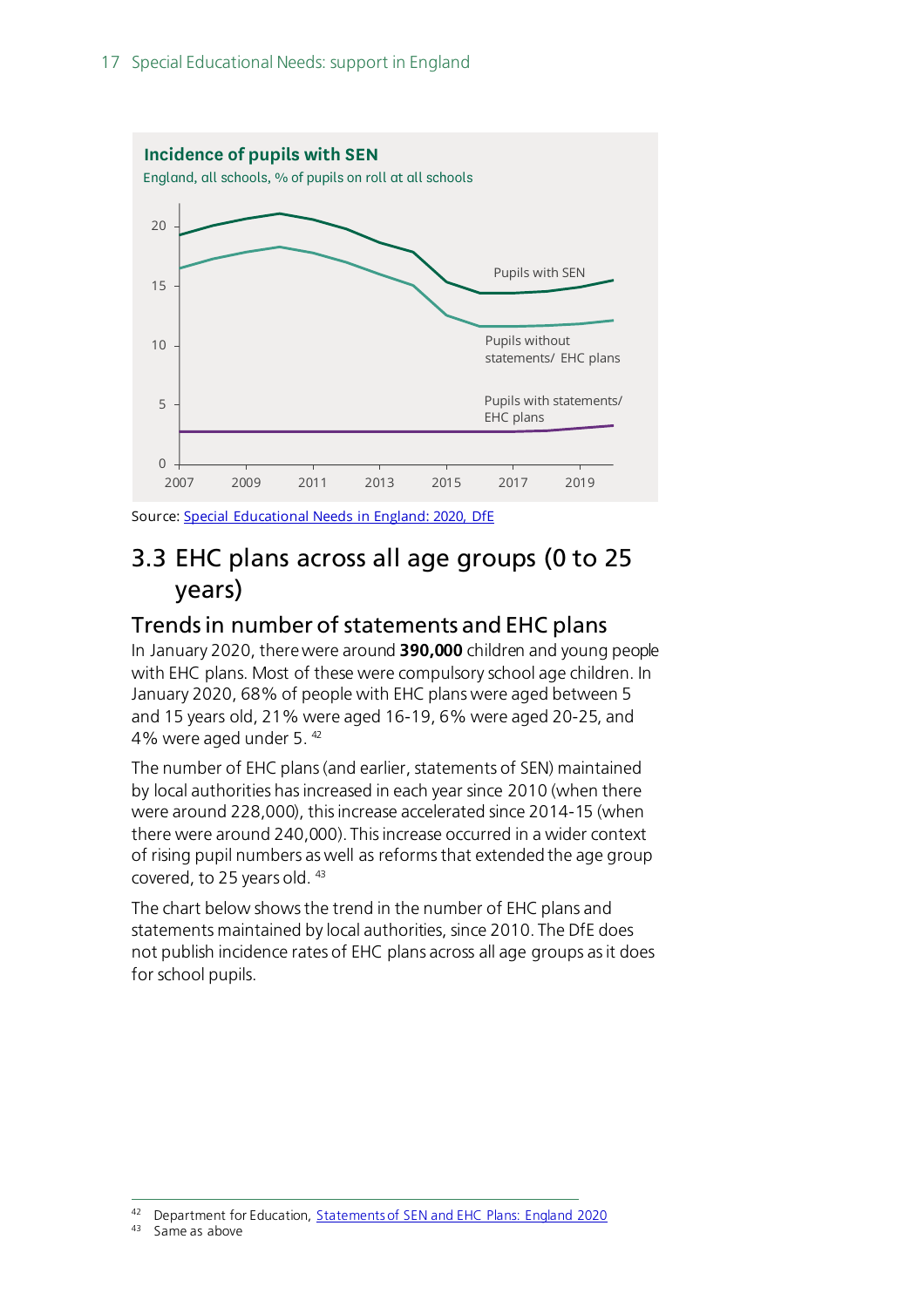**Incidence of pupils with SEN**

England, all schools, % of pupils on roll at all schools

Pupils with SEN

Pupils without statements/ EHC plans

Pupils with statements/ EHC plans

Source: Special Educational Needs in England: 2020, DfE

## 3.3 EHC plans across all age groups (0 to 25 years)

### Trends in number of statements and EHC plans

In January 2020, there were around **390,000** children and young people with EHC plans. Most of these were compulsory school age children. In January 2020, 68% of people with EHC plans were aged between 5 and 15 years old, 21% were aged 16-19, 6% were aged 20-25, and 4% were aged under 5. [42]

The number of EHC plans (and earlier, statements of SEN) maintained by local authorities has increased in each year since 2010 (when there were around 228,000), this increase accelerated since 2014-15 (when there were around 240,000). This increase occurred in a wider context of rising pupil numbers as well as reforms that extended the age group covered, to 25 years old. [43]

The chart below shows the trend in the number of EHC plans and statements maintained by local authorities, since 2010. The DfE does not publish incidence rates of EHC plans across all age groups as it does for school pupils.

[42] Department for Education, Statements of SEN and EHC Plans: England 2020

[43] Same as above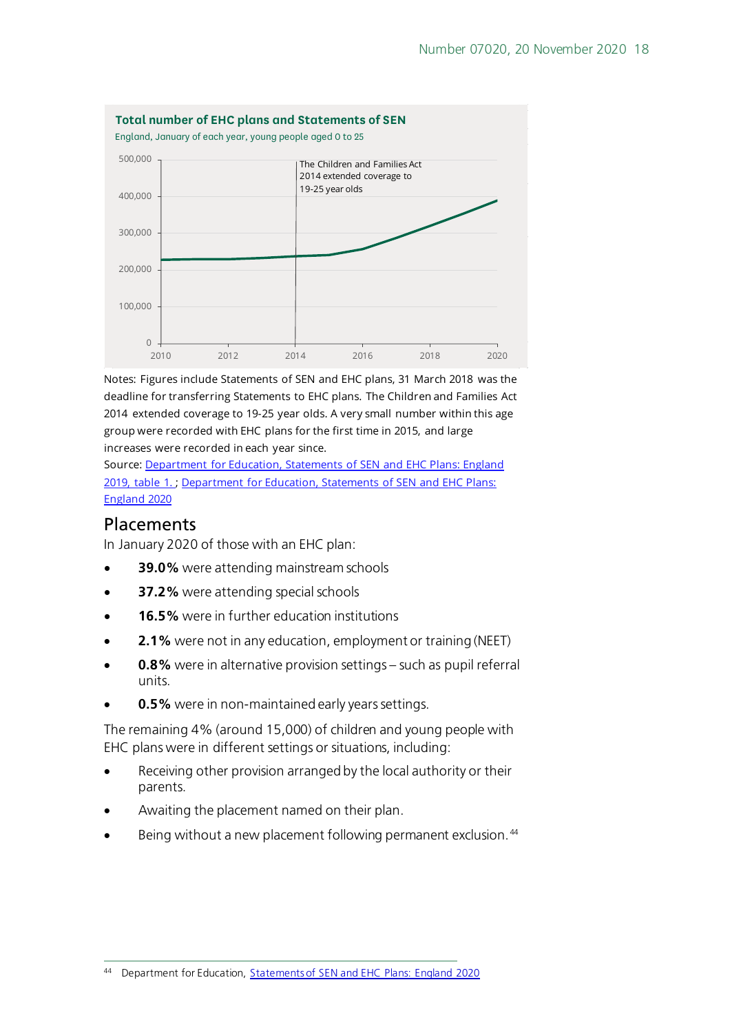**Total number of EHC plans and Statements of SEN**

England, January of each year, young people aged 0 to 25

Notes: Figures include Statements of SEN and EHC plans, 31 March 2018 was the deadline for transferring Statements to EHC plans. The Children and Families Act 2014 extended coverage to 19-25 year olds. A very small number within this age group were recorded with EHC plans for the first time in 2015, and large increases were recorded in each year since.

Source: [Department for Education, Statements of SEN and EHC Plans: England 2019, table 1.](); [Department for Education, Statements of SEN and EHC Plans: England 2020]()

## Placements

In January 2020 of those with an EHC plan:

- **39.0%** were attending mainstream schools
- **37.2%** were attending special schools
- **16.5%** were in further education institutions
- **2.1%** were not in any education, employment or training (NEET)
- **0.8%** were in alternative provision settings – such as pupil referral units.
- **0.5%** were in non-maintained early years settings.

The remaining 4% (around 15,000) of children and young people with EHC plans were in different settings or situations, including:

- Receiving other provision arranged by the local authority or their parents.
- Awaiting the placement named on their plan.
- Being without a new placement following permanent exclusion.[44]

---

[44] Department for Education, [Statements of SEN and EHC Plans: England 2020]()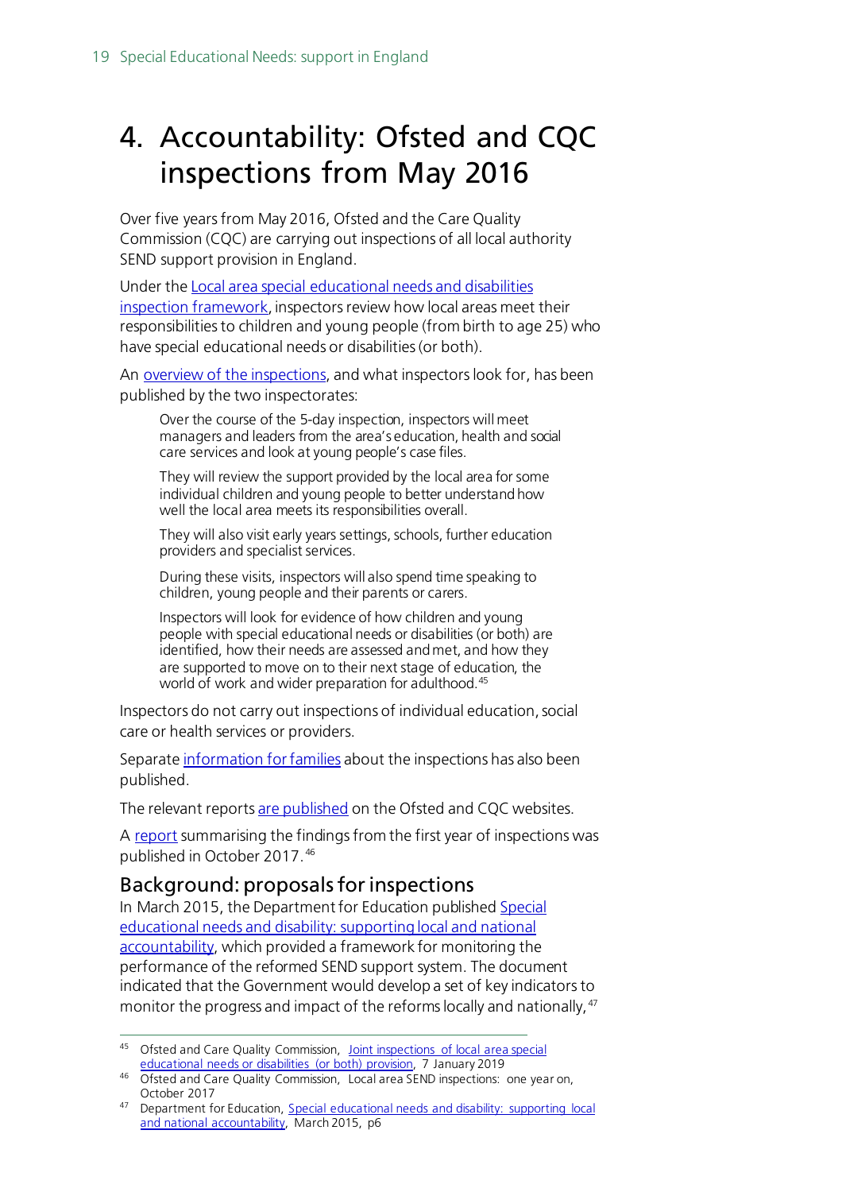// Heading
# 4. Accountability: Ofsted and CQC inspections from May 2016

Over five years from May 2016, Ofsted and the Care Quality Commission (CQC) are carrying out inspections of all local authority SEND support provision in England.

Under the Local area special educational needs and disabilities inspection framework, inspectors review how local areas meet their responsibilities to children and young people (from birth to age 25) who have special educational needs or disabilities (or both).

An overview of the inspections, and what inspectors look for, has been published by the two inspectorates:

> Over the course of the 5-day inspection, inspectors will meet managers and leaders from the area's education, health and social care services and look at young people's case files.
>
> They will review the support provided by the local area for some individual children and young people to better understand how well the local area meets its responsibilities overall.
>
> They will also visit early years settings, schools, further education providers and specialist services.
>
> During these visits, inspectors will also spend time speaking to children, young people and their parents or carers.
>
> Inspectors will look for evidence of how children and young people with special educational needs or disabilities (or both) are identified, how their needs are assessed and met, and how they are supported to move on to their next stage of education, the world of work and wider preparation for adulthood.[45]

Inspectors do not carry out inspections of individual education, social care or health services or providers.

Separate information for families about the inspections has also been published.

The relevant reports are published on the Ofsted and CQC websites.

A report summarising the findings from the first year of inspections was published in October 2017.[46]

## Background: proposals for inspections

In March 2015, the Department for Education published Special educational needs and disability: supporting local and national accountability, which provided a framework for monitoring the performance of the reformed SEND support system. The document indicated that the Government would develop a set of key indicators to monitor the progress and impact of the reforms locally and nationally,[47]

---

[45] Ofsted and Care Quality Commission, Joint inspections of local area special educational needs or disabilities (or both) provision, 7 January 2019

[46] Ofsted and Care Quality Commission, Local area SEND inspections: one year on, October 2017

[47] Department for Education, Special educational needs and disability: supporting local and national accountability, March 2015, p6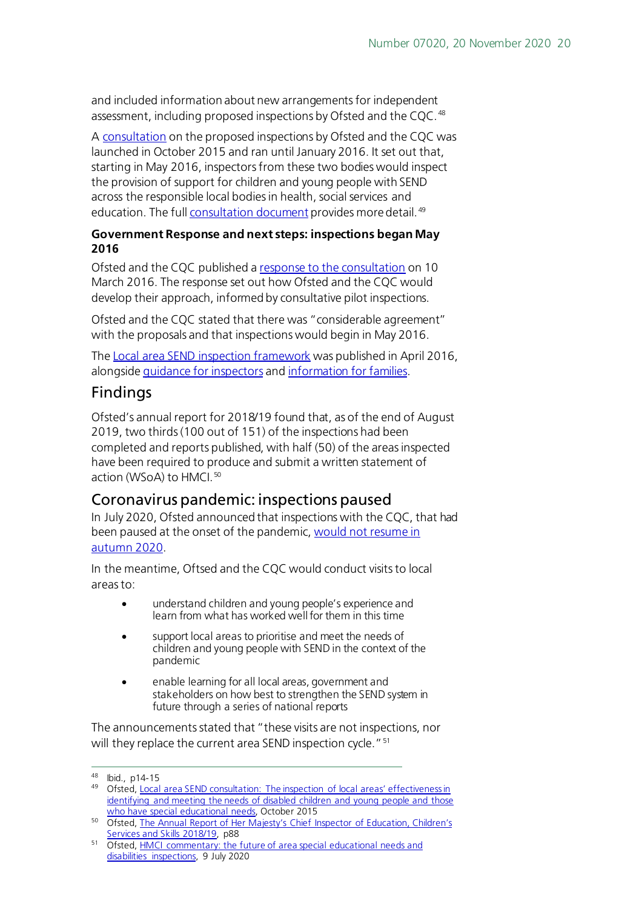and included information about new arrangements for independent assessment, including proposed inspections by Ofsted and the CQC.[48]

A consultation on the proposed inspections by Ofsted and the CQC was launched in October 2015 and ran until January 2016. It set out that, starting in May 2016, inspectors from these two bodies would inspect the provision of support for children and young people with SEND across the responsible local bodies in health, social services and education. The full consultation document provides more detail.[49]

**Government Response and next steps: inspections began May 2016**

Ofsted and the CQC published a response to the consultation on 10 March 2016. The response set out how Ofsted and the CQC would develop their approach, informed by consultative pilot inspections.

Ofsted and the CQC stated that there was "considerable agreement" with the proposals and that inspections would begin in May 2016.

The Local area SEND inspection framework was published in April 2016, alongside guidance for inspectors and information for families.

## Findings

Ofsted's annual report for 2018/19 found that, as of the end of August 2019, two thirds (100 out of 151) of the inspections had been completed and reports published, with half (50) of the areas inspected have been required to produce and submit a written statement of action (WSoA) to HMCI.[50]

## Coronavirus pandemic: inspections paused

In July 2020, Ofsted announced that inspections with the CQC, that had been paused at the onset of the pandemic, would not resume in autumn 2020.

In the meantime, Oftsed and the CQC would conduct visits to local areas to:

- understand children and young people's experience and learn from what has worked well for them in this time
- support local areas to prioritise and meet the needs of children and young people with SEND in the context of the pandemic
- enable learning for all local areas, government and stakeholders on how best to strengthen the SEND system in future through a series of national reports

The announcements stated that "these visits are not inspections, nor will they replace the current area SEND inspection cycle."[51]

---

[48] Ibid., p14-15

[49] Ofsted, Local area SEND consultation: The inspection of local areas' effectiveness in identifying and meeting the needs of disabled children and young people and those who have special educational needs, October 2015

[50] Ofsted, The Annual Report of Her Majesty's Chief Inspector of Education, Children's Services and Skills 2018/19, p88

[51] Ofsted, HMCI commentary: the future of area special educational needs and disabilities inspections, 9 July 2020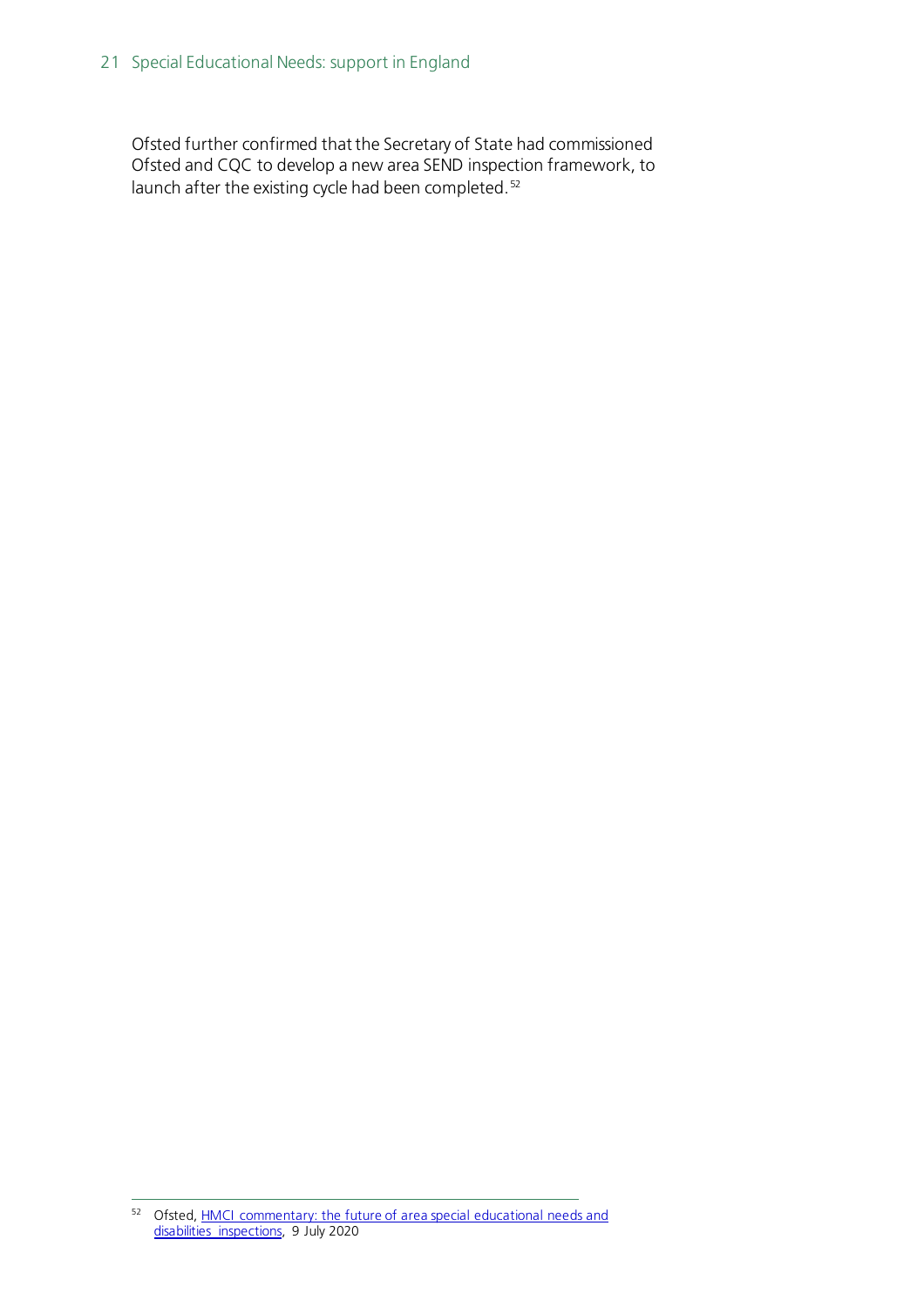Ofsted further confirmed that the Secretary of State had commissioned Ofsted and CQC to develop a new area SEND inspection framework, to launch after the existing cycle had been completed.[52]

[52] Ofsted, [HMCI commentary: the future of area special educational needs and disabilities inspections](), 9 July 2020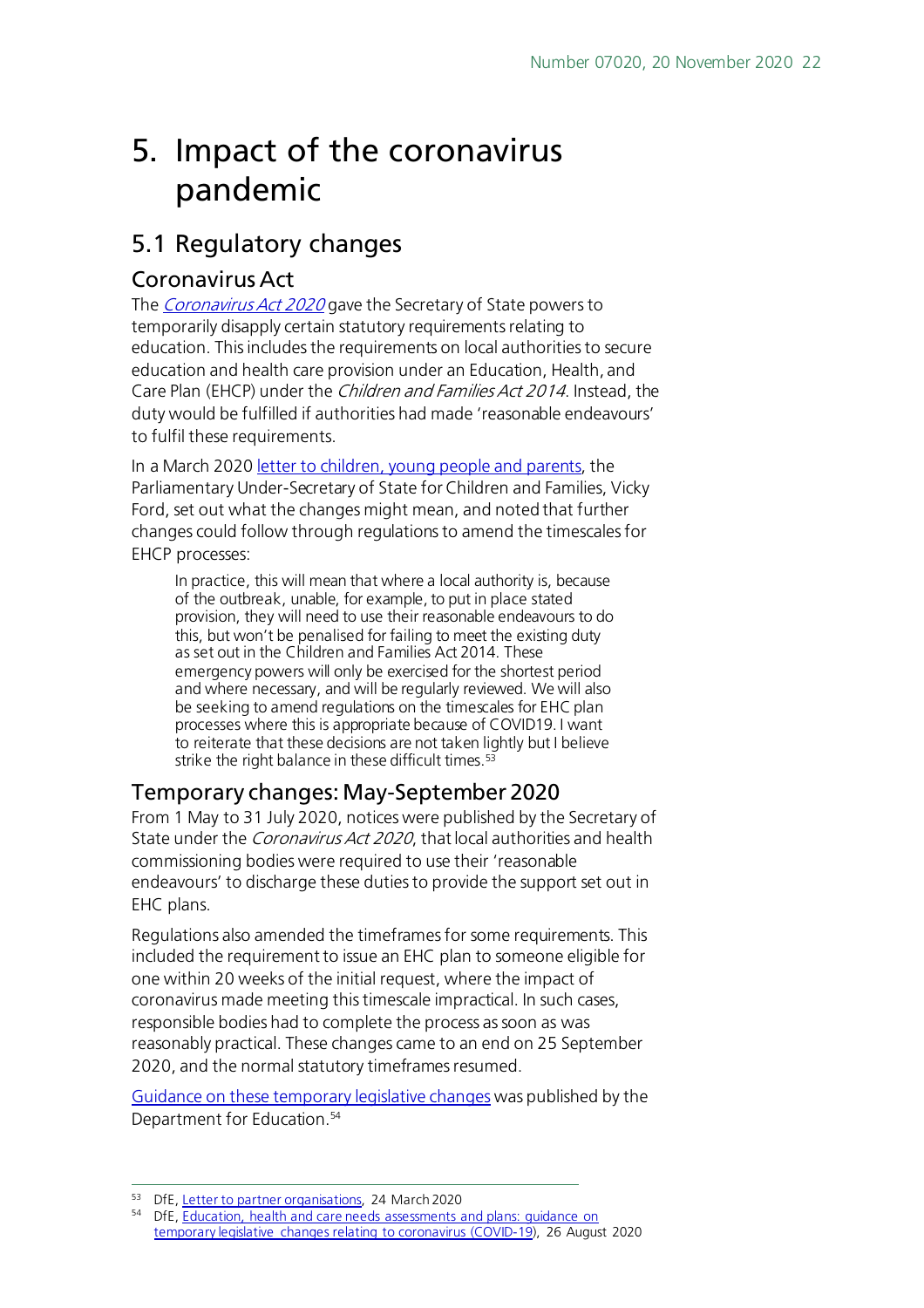# 5. Impact of the coronavirus pandemic

## 5.1 Regulatory changes

### Coronavirus Act

The *Coronavirus Act 2020* gave the Secretary of State powers to temporarily disapply certain statutory requirements relating to education. This includes the requirements on local authorities to secure education and health care provision under an Education, Health, and Care Plan (EHCP) under the *Children and Families Act 2014*. Instead, the duty would be fulfilled if authorities had made 'reasonable endeavours' to fulfil these requirements.

In a March 2020 letter to children, young people and parents, the Parliamentary Under-Secretary of State for Children and Families, Vicky Ford, set out what the changes might mean, and noted that further changes could follow through regulations to amend the timescales for EHCP processes:

> In practice, this will mean that where a local authority is, because of the outbreak, unable, for example, to put in place stated provision, they will need to use their reasonable endeavours to do this, but won't be penalised for failing to meet the existing duty as set out in the Children and Families Act 2014. These emergency powers will only be exercised for the shortest period and where necessary, and will be regularly reviewed. We will also be seeking to amend regulations on the timescales for EHC plan processes where this is appropriate because of COVID19. I want to reiterate that these decisions are not taken lightly but I believe strike the right balance in these difficult times.[53]

### Temporary changes: May-September 2020

From 1 May to 31 July 2020, notices were published by the Secretary of State under the *Coronavirus Act 2020*, that local authorities and health commissioning bodies were required to use their 'reasonable endeavours' to discharge these duties to provide the support set out in EHC plans.

Regulations also amended the timeframes for some requirements. This included the requirement to issue an EHC plan to someone eligible for one within 20 weeks of the initial request, where the impact of coronavirus made meeting this timescale impractical. In such cases, responsible bodies had to complete the process as soon as was reasonably practical. These changes came to an end on 25 September 2020, and the normal statutory timeframes resumed.

Guidance on these temporary legislative changes was published by the Department for Education.[54]

---

[53] DfE, Letter to partner organisations, 24 March 2020

[54] DfE, Education, health and care needs assessments and plans: guidance on temporary legislative changes relating to coronavirus (COVID-19), 26 August 2020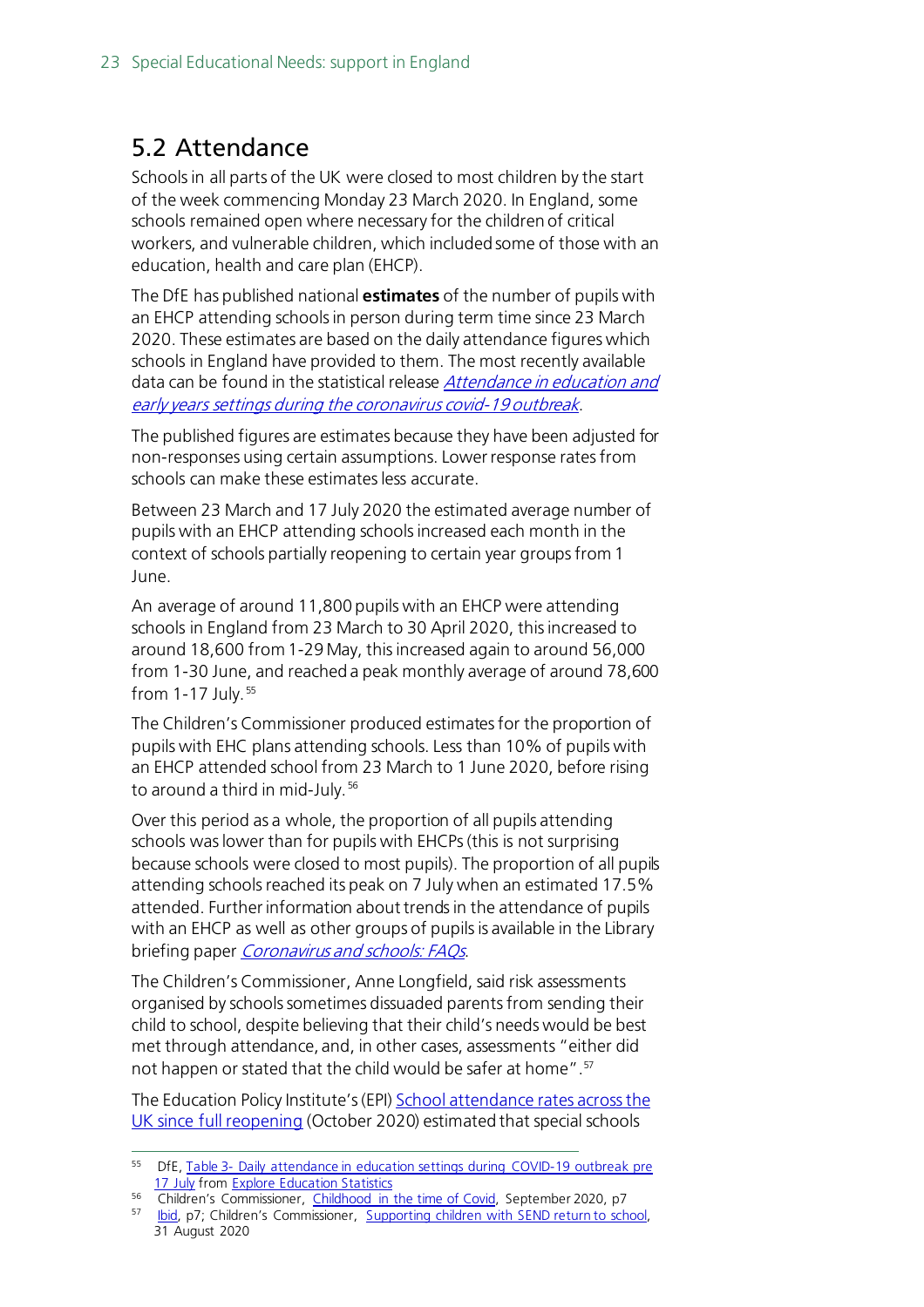## 5.2 Attendance

Schools in all parts of the UK were closed to most children by the start of the week commencing Monday 23 March 2020. In England, some schools remained open where necessary for the children of critical workers, and vulnerable children, which included some of those with an education, health and care plan (EHCP).

The DfE has published national **estimates** of the number of pupils with an EHCP attending schools in person during term time since 23 March 2020. These estimates are based on the daily attendance figures which schools in England have provided to them. The most recently available data can be found in the statistical release *Attendance in education and early years settings during the coronavirus covid-19 outbreak*.

The published figures are estimates because they have been adjusted for non-responses using certain assumptions. Lower response rates from schools can make these estimates less accurate.

Between 23 March and 17 July 2020 the estimated average number of pupils with an EHCP attending schools increased each month in the context of schools partially reopening to certain year groups from 1 June.

An average of around 11,800 pupils with an EHCP were attending schools in England from 23 March to 30 April 2020, this increased to around 18,600 from 1-29 May, this increased again to around 56,000 from 1-30 June, and reached a peak monthly average of around 78,600 from 1-17 July.[55]

The Children's Commissioner produced estimates for the proportion of pupils with EHC plans attending schools. Less than 10% of pupils with an EHCP attended school from 23 March to 1 June 2020, before rising to around a third in mid-July.[56]

Over this period as a whole, the proportion of all pupils attending schools was lower than for pupils with EHCPs (this is not surprising because schools were closed to most pupils). The proportion of all pupils attending schools reached its peak on 7 July when an estimated 17.5% attended. Further information about trends in the attendance of pupils with an EHCP as well as other groups of pupils is available in the Library briefing paper *Coronavirus and schools: FAQs*.

The Children's Commissioner, Anne Longfield, said risk assessments organised by schools sometimes dissuaded parents from sending their child to school, despite believing that their child's needs would be best met through attendance, and, in other cases, assessments "either did not happen or stated that the child would be safer at home".[57]

The Education Policy Institute's (EPI) School attendance rates across the UK since full reopening (October 2020) estimated that special schools

---

[55] DfE, Table 3- Daily attendance in education settings during COVID-19 outbreak pre 17 July from Explore Education Statistics

[56] Children's Commissioner, Childhood in the time of Covid, September 2020, p7

[57] Ibid, p7; Children's Commissioner, Supporting children with SEND return to school, 31 August 2020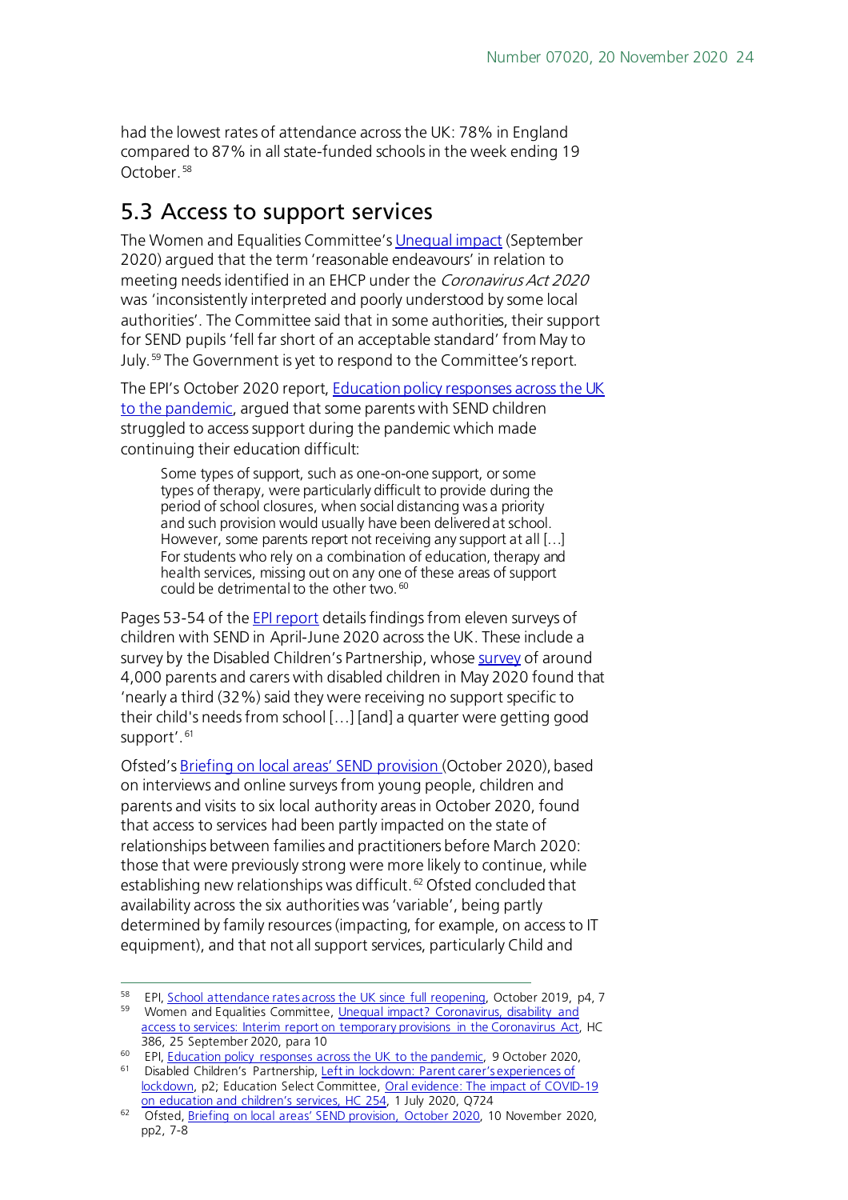had the lowest rates of attendance across the UK: 78% in England compared to 87% in all state-funded schools in the week ending 19 October.[58]

## 5.3 Access to support services

The Women and Equalities Committee's Unequal impact (September 2020) argued that the term 'reasonable endeavours' in relation to meeting needs identified in an EHCP under the *Coronavirus Act 2020* was 'inconsistently interpreted and poorly understood by some local authorities'. The Committee said that in some authorities, their support for SEND pupils 'fell far short of an acceptable standard' from May to July.[59] The Government is yet to respond to the Committee's report.

The EPI's October 2020 report, Education policy responses across the UK to the pandemic, argued that some parents with SEND children struggled to access support during the pandemic which made continuing their education difficult:

> Some types of support, such as one-on-one support, or some types of therapy, were particularly difficult to provide during the period of school closures, when social distancing was a priority and such provision would usually have been delivered at school. However, some parents report not receiving any support at all […] For students who rely on a combination of education, therapy and health services, missing out on any one of these areas of support could be detrimental to the other two.[60]

Pages 53-54 of the EPI report details findings from eleven surveys of children with SEND in April-June 2020 across the UK. These include a survey by the Disabled Children's Partnership, whose survey of around 4,000 parents and carers with disabled children in May 2020 found that 'nearly a third (32%) said they were receiving no support specific to their child's needs from school […] [and] a quarter were getting good support'.[61]

Ofsted's Briefing on local areas' SEND provision (October 2020), based on interviews and online surveys from young people, children and parents and visits to six local authority areas in October 2020, found that access to services had been partly impacted on the state of relationships between families and practitioners before March 2020: those that were previously strong were more likely to continue, while establishing new relationships was difficult.[62] Ofsted concluded that availability across the six authorities was 'variable', being partly determined by family resources (impacting, for example, on access to IT equipment), and that not all support services, particularly Child and

---

[58] EPI, School attendance rates across the UK since full reopening, October 2019, p4, 7

[59] Women and Equalities Committee, Unequal impact? Coronavirus, disability and access to services: Interim report on temporary provisions in the Coronavirus Act, HC 386, 25 September 2020, para 10

[60] EPI, Education policy responses across the UK to the pandemic, 9 October 2020,

[61] Disabled Children's Partnership, Left in lockdown: Parent carer's experiences of lockdown, p2; Education Select Committee, Oral evidence: The impact of COVID-19 on education and children's services, HC 254, 1 July 2020, Q724

[62] Ofsted, Briefing on local areas' SEND provision, October 2020, 10 November 2020, pp2, 7-8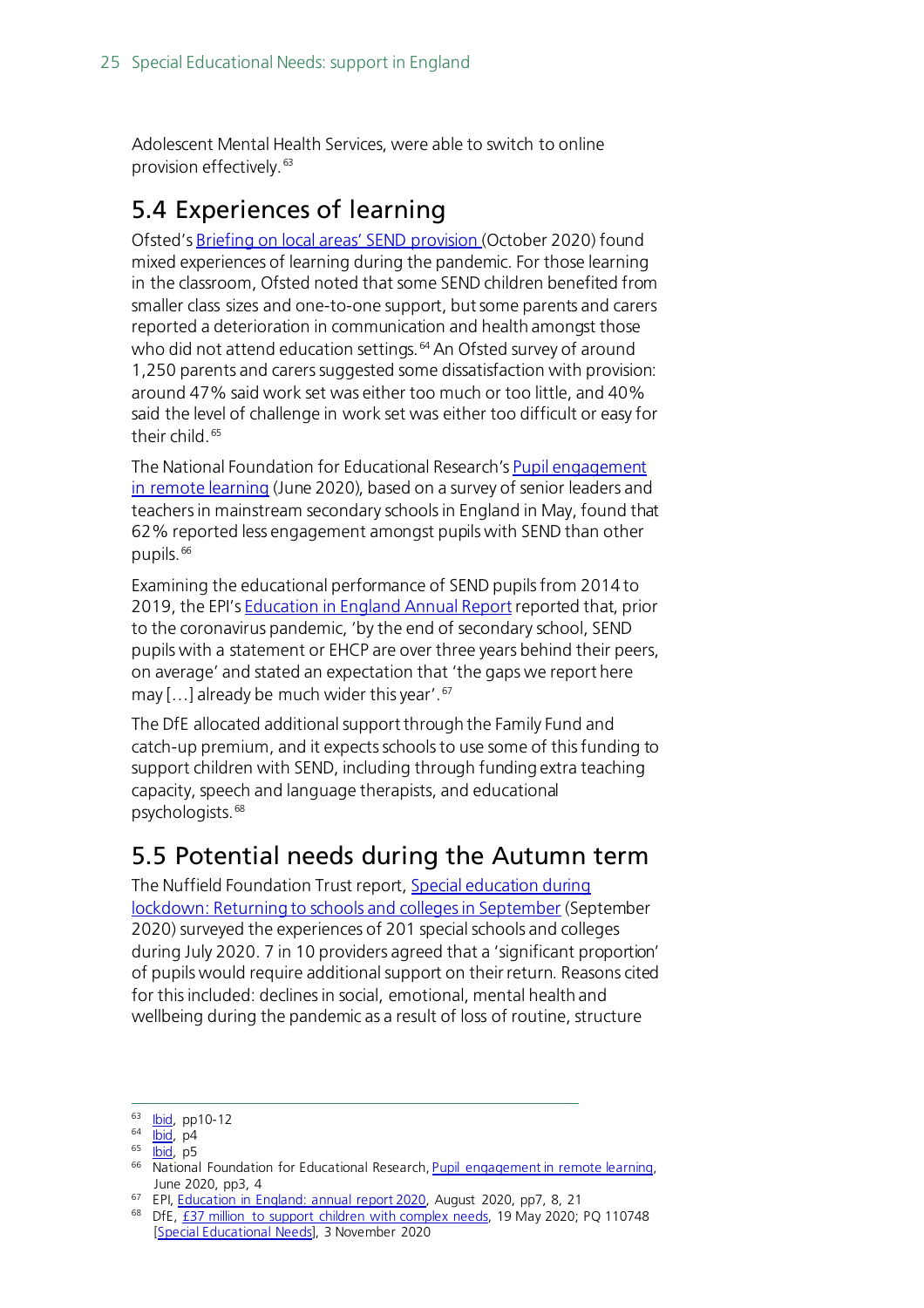Adolescent Mental Health Services, were able to switch to online provision effectively.[63]

## 5.4 Experiences of learning

Ofsted's Briefing on local areas' SEND provision (October 2020) found mixed experiences of learning during the pandemic. For those learning in the classroom, Ofsted noted that some SEND children benefited from smaller class sizes and one-to-one support, but some parents and carers reported a deterioration in communication and health amongst those who did not attend education settings.[64] An Ofsted survey of around 1,250 parents and carers suggested some dissatisfaction with provision: around 47% said work set was either too much or too little, and 40% said the level of challenge in work set was either too difficult or easy for their child.[65]

The National Foundation for Educational Research's Pupil engagement in remote learning (June 2020), based on a survey of senior leaders and teachers in mainstream secondary schools in England in May, found that 62% reported less engagement amongst pupils with SEND than other pupils.[66]

Examining the educational performance of SEND pupils from 2014 to 2019, the EPI's Education in England Annual Report reported that, prior to the coronavirus pandemic, 'by the end of secondary school, SEND pupils with a statement or EHCP are over three years behind their peers, on average' and stated an expectation that 'the gaps we report here may […] already be much wider this year'.[67]

The DfE allocated additional support through the Family Fund and catch-up premium, and it expects schools to use some of this funding to support children with SEND, including through funding extra teaching capacity, speech and language therapists, and educational psychologists.[68]

## 5.5 Potential needs during the Autumn term

The Nuffield Foundation Trust report, Special education during lockdown: Returning to schools and colleges in September (September 2020) surveyed the experiences of 201 special schools and colleges during July 2020. 7 in 10 providers agreed that a 'significant proportion' of pupils would require additional support on their return. Reasons cited for this included: declines in social, emotional, mental health and wellbeing during the pandemic as a result of loss of routine, structure

---

63 Ibid, pp10-12
64 Ibid, p4
65 Ibid, p5
66 National Foundation for Educational Research, Pupil engagement in remote learning, June 2020, pp3, 4
67 EPI, Education in England: annual report 2020, August 2020, pp7, 8, 21
68 DfE, £37 million to support children with complex needs, 19 May 2020; PQ 110748 [Special Educational Needs], 3 November 2020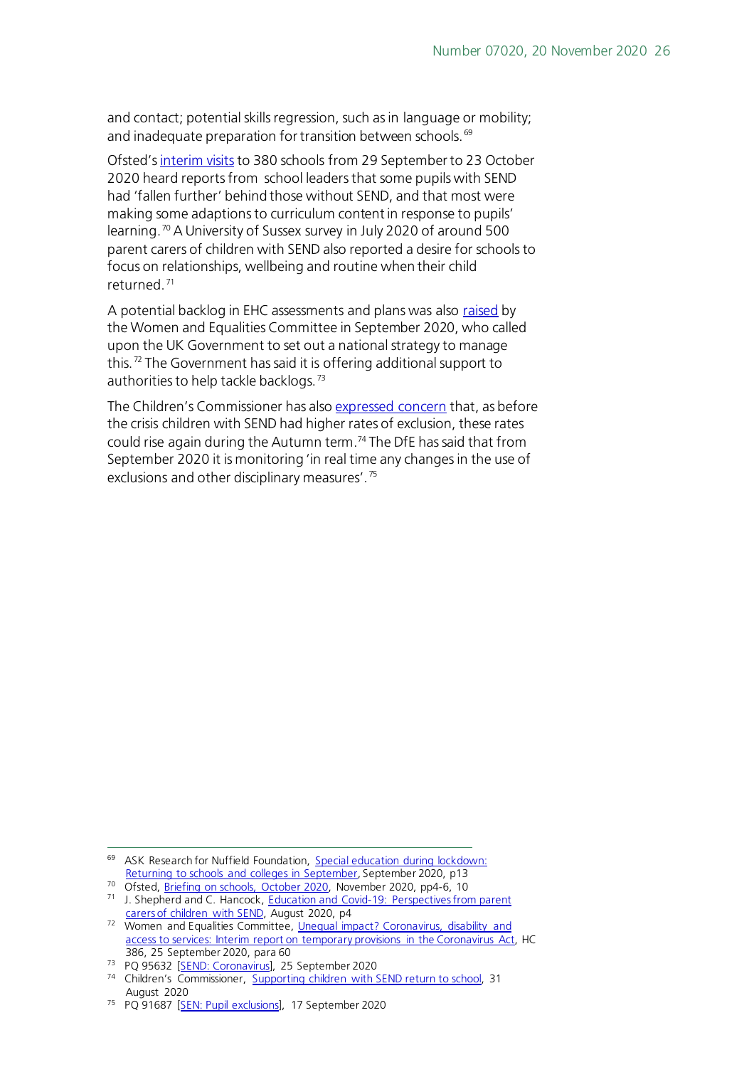and contact; potential skills regression, such as in language or mobility; and inadequate preparation for transition between schools.[69]

Ofsted's interim visits to 380 schools from 29 September to 23 October 2020 heard reports from school leaders that some pupils with SEND had 'fallen further' behind those without SEND, and that most were making some adaptions to curriculum content in response to pupils' learning.[70] A University of Sussex survey in July 2020 of around 500 parent carers of children with SEND also reported a desire for schools to focus on relationships, wellbeing and routine when their child returned.[71]

A potential backlog in EHC assessments and plans was also raised by the Women and Equalities Committee in September 2020, who called upon the UK Government to set out a national strategy to manage this.[72] The Government has said it is offering additional support to authorities to help tackle backlogs.[73]

The Children's Commissioner has also expressed concern that, as before the crisis children with SEND had higher rates of exclusion, these rates could rise again during the Autumn term.[74] The DfE has said that from September 2020 it is monitoring 'in real time any changes in the use of exclusions and other disciplinary measures'.[75]

---

[69] ASK Research for Nuffield Foundation, Special education during lockdown: Returning to schools and colleges in September, September 2020, p13

[70] Ofsted, Briefing on schools, October 2020, November 2020, pp4-6, 10

[71] J. Shepherd and C. Hancock, Education and Covid-19: Perspectives from parent carers of children with SEND, August 2020, p4

[72] Women and Equalities Committee, Unequal impact? Coronavirus, disability and access to services: Interim report on temporary provisions in the Coronavirus Act, HC 386, 25 September 2020, para 60

[73] PQ 95632 [SEND: Coronavirus], 25 September 2020

[74] Children's Commissioner, Supporting children with SEND return to school, 31 August 2020

[75] PQ 91687 [SEN: Pupil exclusions], 17 September 2020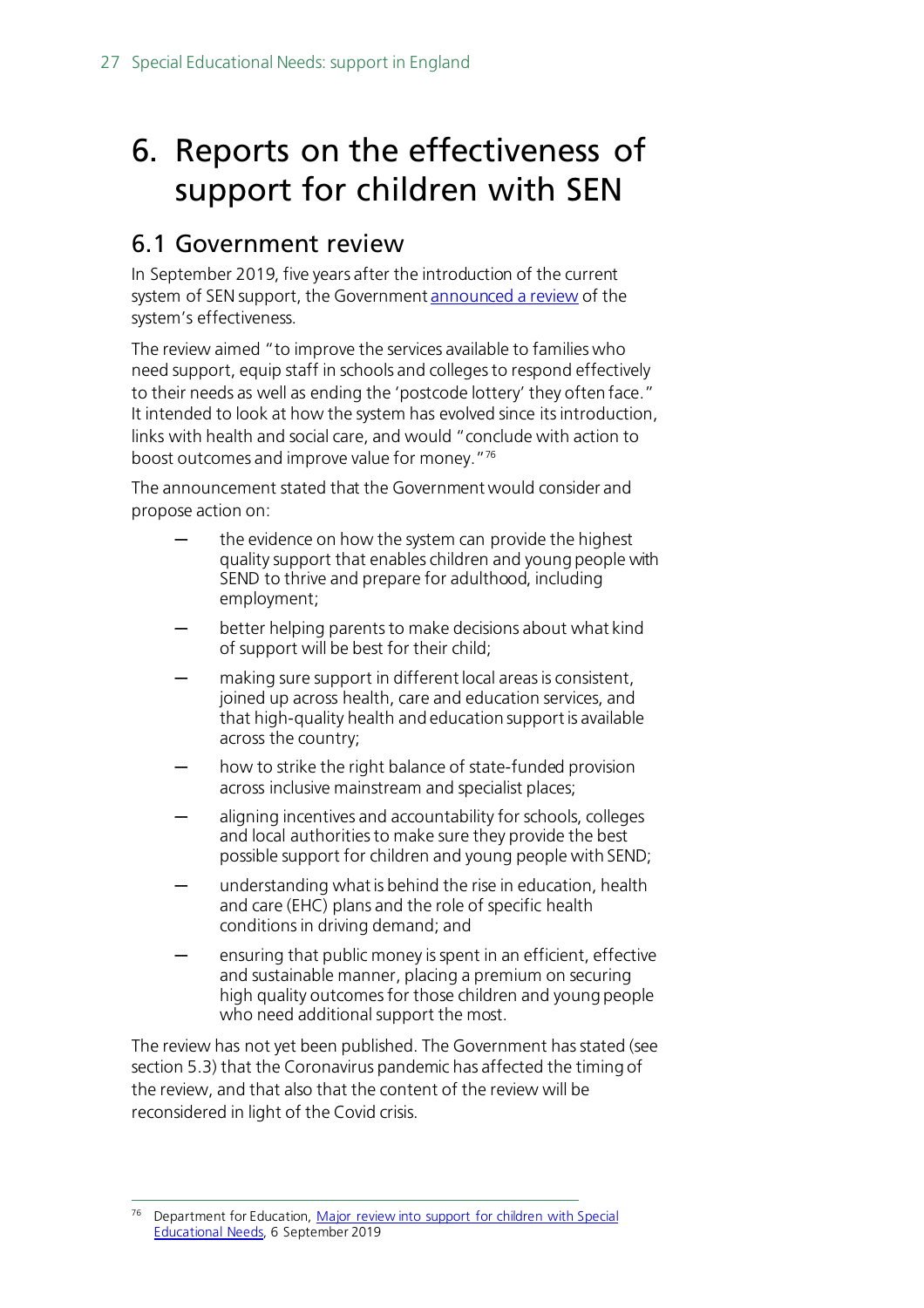# 6. Reports on the effectiveness of support for children with SEN

## 6.1 Government review

In September 2019, five years after the introduction of the current system of SEN support, the Government announced a review of the system's effectiveness.

The review aimed "to improve the services available to families who need support, equip staff in schools and colleges to respond effectively to their needs as well as ending the 'postcode lottery' they often face." It intended to look at how the system has evolved since its introduction, links with health and social care, and would "conclude with action to boost outcomes and improve value for money."[76]

The announcement stated that the Government would consider and propose action on:

- the evidence on how the system can provide the highest quality support that enables children and young people with SEND to thrive and prepare for adulthood, including employment;
- better helping parents to make decisions about what kind of support will be best for their child;
- making sure support in different local areas is consistent, joined up across health, care and education services, and that high-quality health and education support is available across the country;
- how to strike the right balance of state-funded provision across inclusive mainstream and specialist places;
- aligning incentives and accountability for schools, colleges and local authorities to make sure they provide the best possible support for children and young people with SEND;
- understanding what is behind the rise in education, health and care (EHC) plans and the role of specific health conditions in driving demand; and
- ensuring that public money is spent in an efficient, effective and sustainable manner, placing a premium on securing high quality outcomes for those children and young people who need additional support the most.

The review has not yet been published. The Government has stated (see section 5.3) that the Coronavirus pandemic has affected the timing of the review, and that also that the content of the review will be reconsidered in light of the Covid crisis.

---

[76] Department for Education, Major review into support for children with Special Educational Needs, 6 September 2019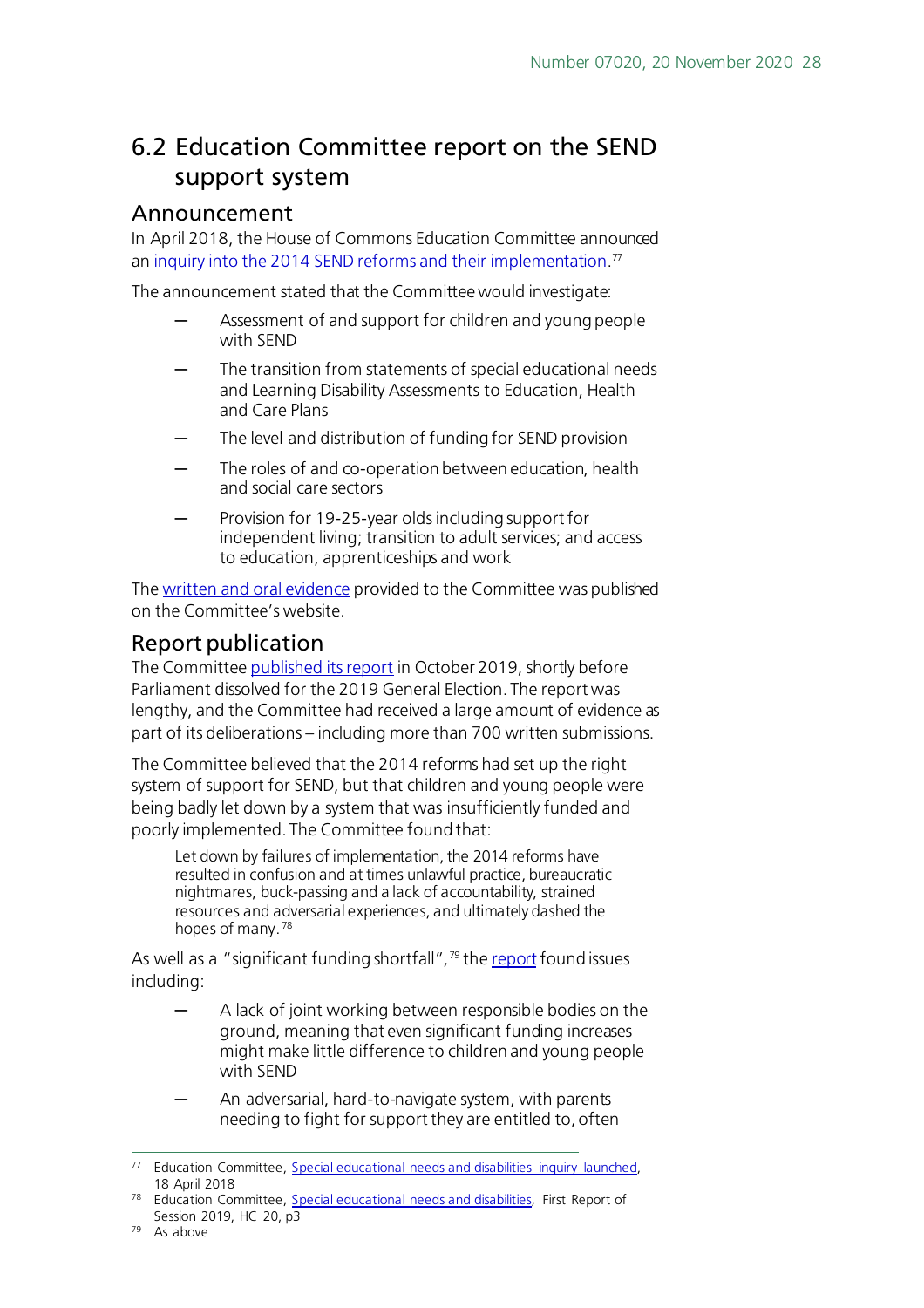## 6.2 Education Committee report on the SEND support system

### Announcement

In April 2018, the House of Commons Education Committee announced an inquiry into the 2014 SEND reforms and their implementation.[77]

The announcement stated that the Committee would investigate:

- Assessment of and support for children and young people with SEND
- The transition from statements of special educational needs and Learning Disability Assessments to Education, Health and Care Plans
- The level and distribution of funding for SEND provision
- The roles of and co-operation between education, health and social care sectors
- Provision for 19-25-year olds including support for independent living; transition to adult services; and access to education, apprenticeships and work

The written and oral evidence provided to the Committee was published on the Committee's website.

### Report publication

The Committee published its report in October 2019, shortly before Parliament dissolved for the 2019 General Election. The report was lengthy, and the Committee had received a large amount of evidence as part of its deliberations – including more than 700 written submissions.

The Committee believed that the 2014 reforms had set up the right system of support for SEND, but that children and young people were being badly let down by a system that was insufficiently funded and poorly implemented. The Committee found that:

> Let down by failures of implementation, the 2014 reforms have resulted in confusion and at times unlawful practice, bureaucratic nightmares, buck-passing and a lack of accountability, strained resources and adversarial experiences, and ultimately dashed the hopes of many.[78]

As well as a "significant funding shortfall",[79] the report found issues including:

- A lack of joint working between responsible bodies on the ground, meaning that even significant funding increases might make little difference to children and young people with SEND
- An adversarial, hard-to-navigate system, with parents needing to fight for support they are entitled to, often

---

[77] Education Committee, Special educational needs and disabilities inquiry launched, 18 April 2018

[78] Education Committee, Special educational needs and disabilities, First Report of Session 2019, HC 20, p3

[79] As above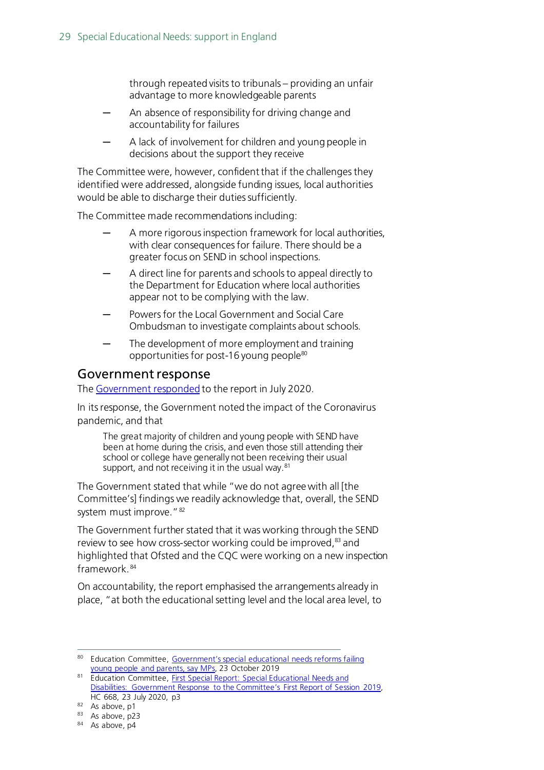through repeated visits to tribunals – providing an unfair advantage to more knowledgeable parents

- An absence of responsibility for driving change and accountability for failures
- A lack of involvement for children and young people in decisions about the support they receive

The Committee were, however, confident that if the challenges they identified were addressed, alongside funding issues, local authorities would be able to discharge their duties sufficiently.

The Committee made recommendations including:

- A more rigorous inspection framework for local authorities, with clear consequences for failure. There should be a greater focus on SEND in school inspections.
- A direct line for parents and schools to appeal directly to the Department for Education where local authorities appear not to be complying with the law.
- Powers for the Local Government and Social Care Ombudsman to investigate complaints about schools.
- The development of more employment and training opportunities for post-16 young people[80]

## Government response

The Government responded to the report in July 2020.

In its response, the Government noted the impact of the Coronavirus pandemic, and that

> The great majority of children and young people with SEND have been at home during the crisis, and even those still attending their school or college have generally not been receiving their usual support, and not receiving it in the usual way.[81]

The Government stated that while "we do not agree with all [the Committee's] findings we readily acknowledge that, overall, the SEND system must improve."[82]

The Government further stated that it was working through the SEND review to see how cross-sector working could be improved,[83] and highlighted that Ofsted and the CQC were working on a new inspection framework.[84]

On accountability, the report emphasised the arrangements already in place, "at both the educational setting level and the local area level, to

---

[80] Education Committee, Government's special educational needs reforms failing young people and parents, say MPs, 23 October 2019

[81] Education Committee, First Special Report: Special Educational Needs and Disabilities: Government Response to the Committee's First Report of Session 2019, HC 668, 23 July 2020, p3

[82] As above, p1

[83] As above, p23

[84] As above, p4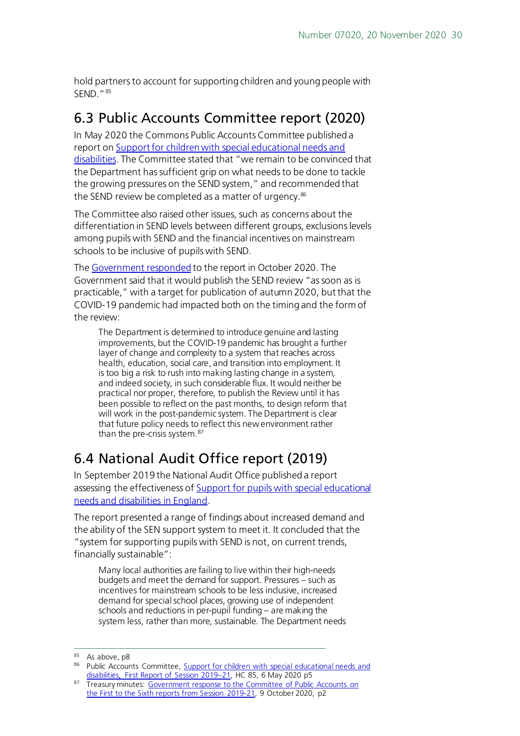hold partners to account for supporting children and young people with SEND."[85]

## 6.3 Public Accounts Committee report (2020)

In May 2020 the Commons Public Accounts Committee published a report on Support for children with special educational needs and disabilities. The Committee stated that "we remain to be convinced that the Department has sufficient grip on what needs to be done to tackle the growing pressures on the SEND system," and recommended that the SEND review be completed as a matter of urgency.[86]

The Committee also raised other issues, such as concerns about the differentiation in SEND levels between different groups, exclusions levels among pupils with SEND and the financial incentives on mainstream schools to be inclusive of pupils with SEND.

The Government responded to the report in October 2020. The Government said that it would publish the SEND review "as soon as is practicable," with a target for publication of autumn 2020, but that the COVID-19 pandemic had impacted both on the timing and the form of the review:

> The Department is determined to introduce genuine and lasting improvements, but the COVID-19 pandemic has brought a further layer of change and complexity to a system that reaches across health, education, social care, and transition into employment. It is too big a risk to rush into making lasting change in a system, and indeed society, in such considerable flux. It would neither be practical nor proper, therefore, to publish the Review until it has been possible to reflect on the past months, to design reform that will work in the post-pandemic system. The Department is clear that future policy needs to reflect this new environment rather than the pre-crisis system.[87]

## 6.4 National Audit Office report (2019)

In September 2019 the National Audit Office published a report assessing the effectiveness of Support for pupils with special educational needs and disabilities in England.

The report presented a range of findings about increased demand and the ability of the SEN support system to meet it. It concluded that the "system for supporting pupils with SEND is not, on current trends, financially sustainable":

> Many local authorities are failing to live within their high-needs budgets and meet the demand for support. Pressures – such as incentives for mainstream schools to be less inclusive, increased demand for special school places, growing use of independent schools and reductions in per-pupil funding – are making the system less, rather than more, sustainable. The Department needs

---

[85] As above, p8

[86] Public Accounts Committee, Support for children with special educational needs and disabilities, First Report of Session 2019–21, HC 85, 6 May 2020 p5

[87] Treasury minutes: Government response to the Committee of Public Accounts on the First to the Sixth reports from Session 2019-21, 9 October 2020, p2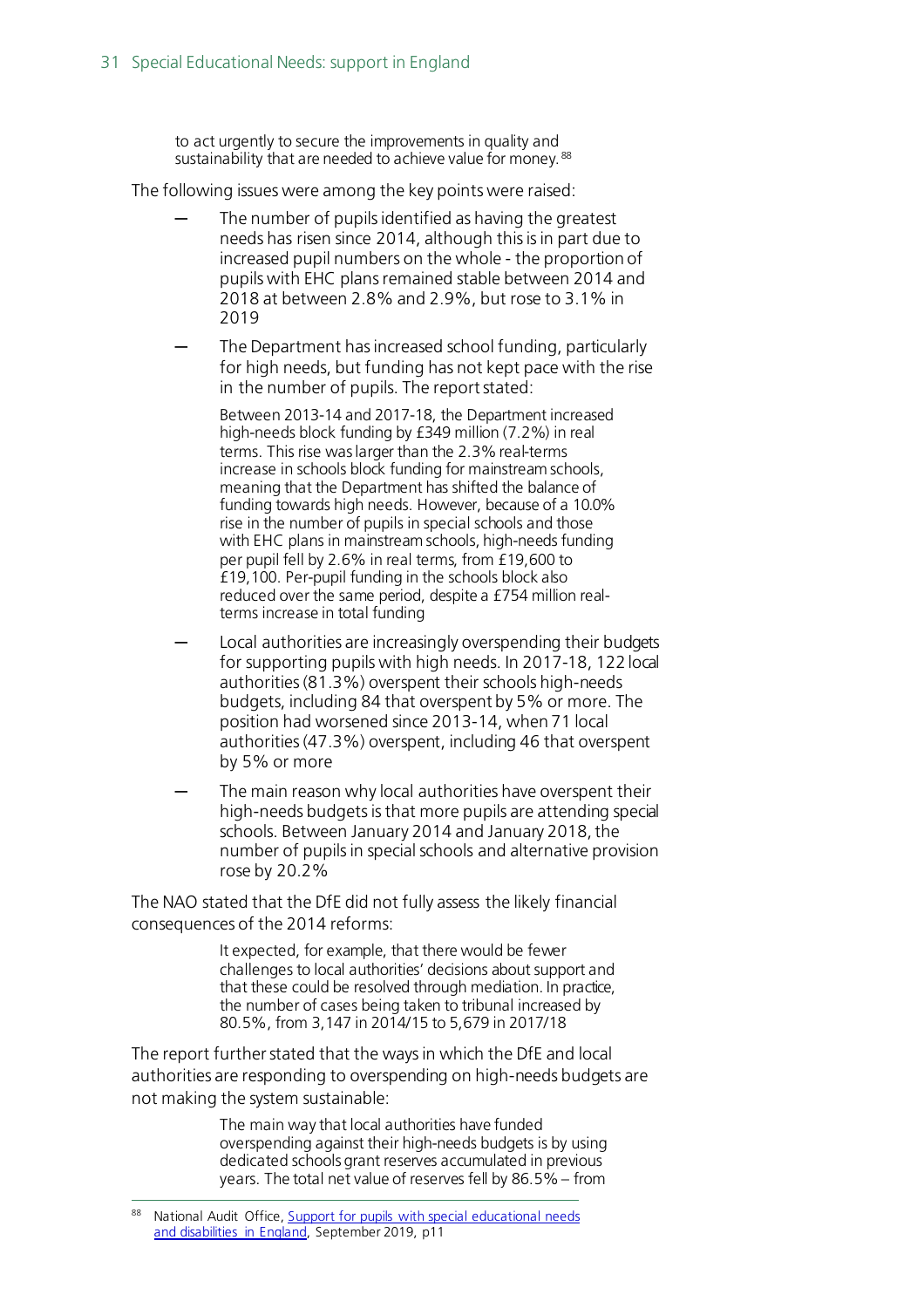> to act urgently to secure the improvements in quality and sustainability that are needed to achieve value for money. [88]

The following issues were among the key points were raised:

- The number of pupils identified as having the greatest needs has risen since 2014, although this is in part due to increased pupil numbers on the whole - the proportion of pupils with EHC plans remained stable between 2014 and 2018 at between 2.8% and 2.9%, but rose to 3.1% in 2019
- The Department has increased school funding, particularly for high needs, but funding has not kept pace with the rise in the number of pupils. The report stated:

  > Between 2013-14 and 2017-18, the Department increased high-needs block funding by £349 million (7.2%) in real terms. This rise was larger than the 2.3% real-terms increase in schools block funding for mainstream schools, meaning that the Department has shifted the balance of funding towards high needs. However, because of a 10.0% rise in the number of pupils in special schools and those with EHC plans in mainstream schools, high-needs funding per pupil fell by 2.6% in real terms, from £19,600 to £19,100. Per-pupil funding in the schools block also reduced over the same period, despite a £754 million real-terms increase in total funding

- Local authorities are increasingly overspending their budgets for supporting pupils with high needs. In 2017-18, 122 local authorities (81.3%) overspent their schools high-needs budgets, including 84 that overspent by 5% or more. The position had worsened since 2013-14, when 71 local authorities (47.3%) overspent, including 46 that overspent by 5% or more
- The main reason why local authorities have overspent their high-needs budgets is that more pupils are attending special schools. Between January 2014 and January 2018, the number of pupils in special schools and alternative provision rose by 20.2%

The NAO stated that the DfE did not fully assess the likely financial consequences of the 2014 reforms:

> It expected, for example, that there would be fewer challenges to local authorities' decisions about support and that these could be resolved through mediation. In practice, the number of cases being taken to tribunal increased by 80.5%, from 3,147 in 2014/15 to 5,679 in 2017/18

The report further stated that the ways in which the DfE and local authorities are responding to overspending on high-needs budgets are not making the system sustainable:

> The main way that local authorities have funded overspending against their high-needs budgets is by using dedicated schools grant reserves accumulated in previous years. The total net value of reserves fell by 86.5% – from

[88] National Audit Office, Support for pupils with special educational needs and disabilities in England, September 2019, p11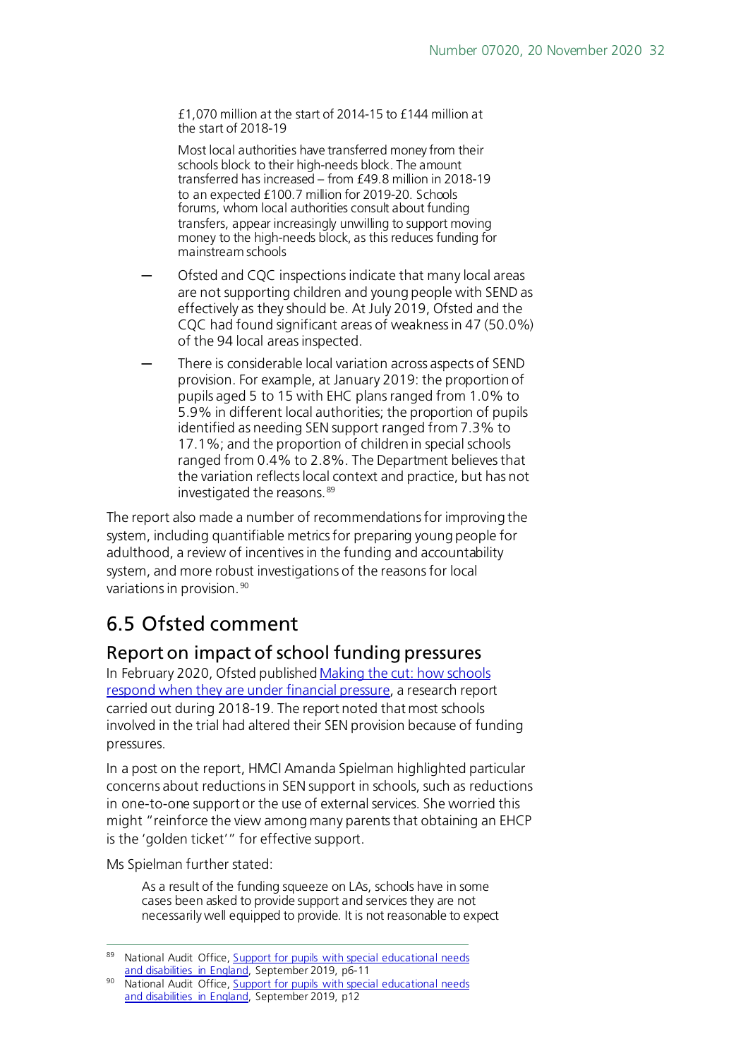£1,070 million at the start of 2014-15 to £144 million at the start of 2018-19

Most local authorities have transferred money from their schools block to their high-needs block. The amount transferred has increased – from £49.8 million in 2018-19 to an expected £100.7 million for 2019-20. Schools forums, whom local authorities consult about funding transfers, appear increasingly unwilling to support moving money to the high-needs block, as this reduces funding for mainstream schools

— Ofsted and CQC inspections indicate that many local areas are not supporting children and young people with SEND as effectively as they should be. At July 2019, Ofsted and the CQC had found significant areas of weakness in 47 (50.0%) of the 94 local areas inspected.

— There is considerable local variation across aspects of SEND provision. For example, at January 2019: the proportion of pupils aged 5 to 15 with EHC plans ranged from 1.0% to 5.9% in different local authorities; the proportion of pupils identified as needing SEN support ranged from 7.3% to 17.1%; and the proportion of children in special schools ranged from 0.4% to 2.8%. The Department believes that the variation reflects local context and practice, but has not investigated the reasons.[89]

The report also made a number of recommendations for improving the system, including quantifiable metrics for preparing young people for adulthood, a review of incentives in the funding and accountability system, and more robust investigations of the reasons for local variations in provision.[90]

## 6.5 Ofsted comment

### Report on impact of school funding pressures

In February 2020, Ofsted published Making the cut: how schools respond when they are under financial pressure, a research report carried out during 2018-19. The report noted that most schools involved in the trial had altered their SEN provision because of funding pressures.

In a post on the report, HMCI Amanda Spielman highlighted particular concerns about reductions in SEN support in schools, such as reductions in one-to-one support or the use of external services. She worried this might "reinforce the view among many parents that obtaining an EHCP is the 'golden ticket'" for effective support.

Ms Spielman further stated:

> As a result of the funding squeeze on LAs, schools have in some cases been asked to provide support and services they are not necessarily well equipped to provide. It is not reasonable to expect

---

[89] National Audit Office, Support for pupils with special educational needs and disabilities in England, September 2019, p6-11

[90] National Audit Office, Support for pupils with special educational needs and disabilities in England, September 2019, p12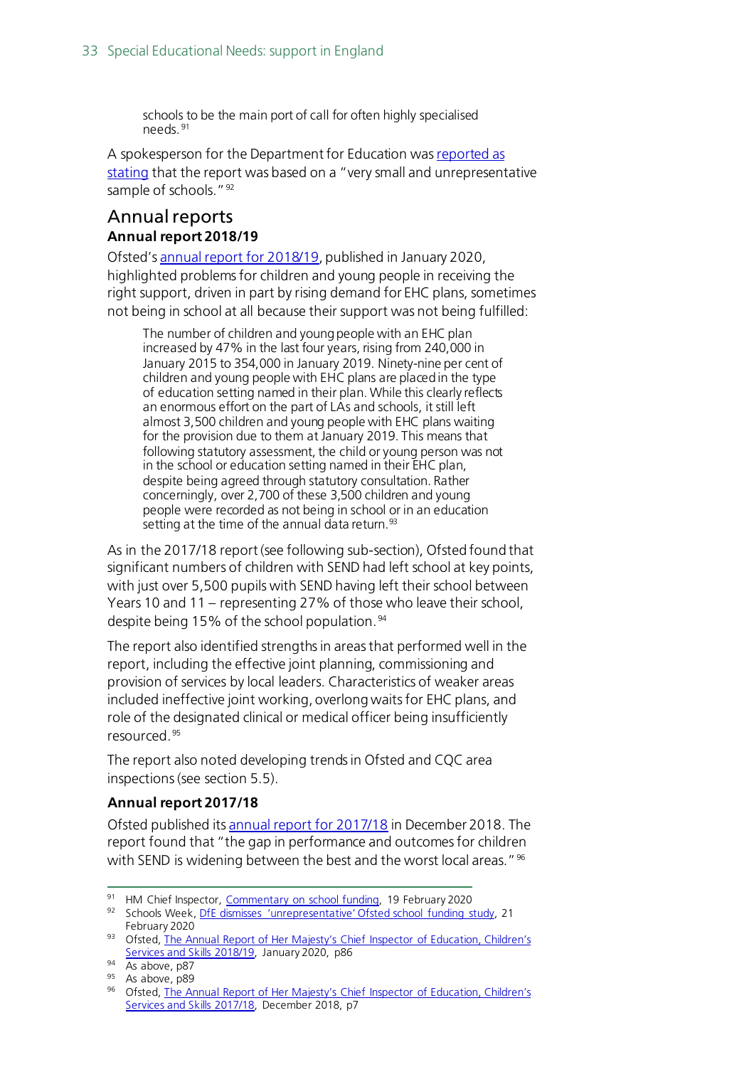> schools to be the main port of call for often highly specialised needs.[91]

A spokesperson for the Department for Education was reported as stating that the report was based on a "very small and unrepresentative sample of schools."[92]

## Annual reports

### Annual report 2018/19

Ofsted's annual report for 2018/19, published in January 2020, highlighted problems for children and young people in receiving the right support, driven in part by rising demand for EHC plans, sometimes not being in school at all because their support was not being fulfilled:

> The number of children and young people with an EHC plan increased by 47% in the last four years, rising from 240,000 in January 2015 to 354,000 in January 2019. Ninety-nine per cent of children and young people with EHC plans are placed in the type of education setting named in their plan. While this clearly reflects an enormous effort on the part of LAs and schools, it still left almost 3,500 children and young people with EHC plans waiting for the provision due to them at January 2019. This means that following statutory assessment, the child or young person was not in the school or education setting named in their EHC plan, despite being agreed through statutory consultation. Rather concerningly, over 2,700 of these 3,500 children and young people were recorded as not being in school or in an education setting at the time of the annual data return.[93]

As in the 2017/18 report (see following sub-section), Ofsted found that significant numbers of children with SEND had left school at key points, with just over 5,500 pupils with SEND having left their school between Years 10 and 11 – representing 27% of those who leave their school, despite being 15% of the school population.[94]

The report also identified strengths in areas that performed well in the report, including the effective joint planning, commissioning and provision of services by local leaders. Characteristics of weaker areas included ineffective joint working, overlong waits for EHC plans, and role of the designated clinical or medical officer being insufficiently resourced.[95]

The report also noted developing trends in Ofsted and CQC area inspections (see section 5.5).

### Annual report 2017/18

Ofsted published its annual report for 2017/18 in December 2018. The report found that "the gap in performance and outcomes for children with SEND is widening between the best and the worst local areas."[96]

---

[91] HM Chief Inspector, Commentary on school funding, 19 February 2020

[92] Schools Week, DfE dismisses 'unrepresentative' Ofsted school funding study, 21 February 2020

[93] Ofsted, The Annual Report of Her Majesty's Chief Inspector of Education, Children's Services and Skills 2018/19, January 2020, p86

[94] As above, p87

[95] As above, p89

[96] Ofsted, The Annual Report of Her Majesty's Chief Inspector of Education, Children's Services and Skills 2017/18, December 2018, p7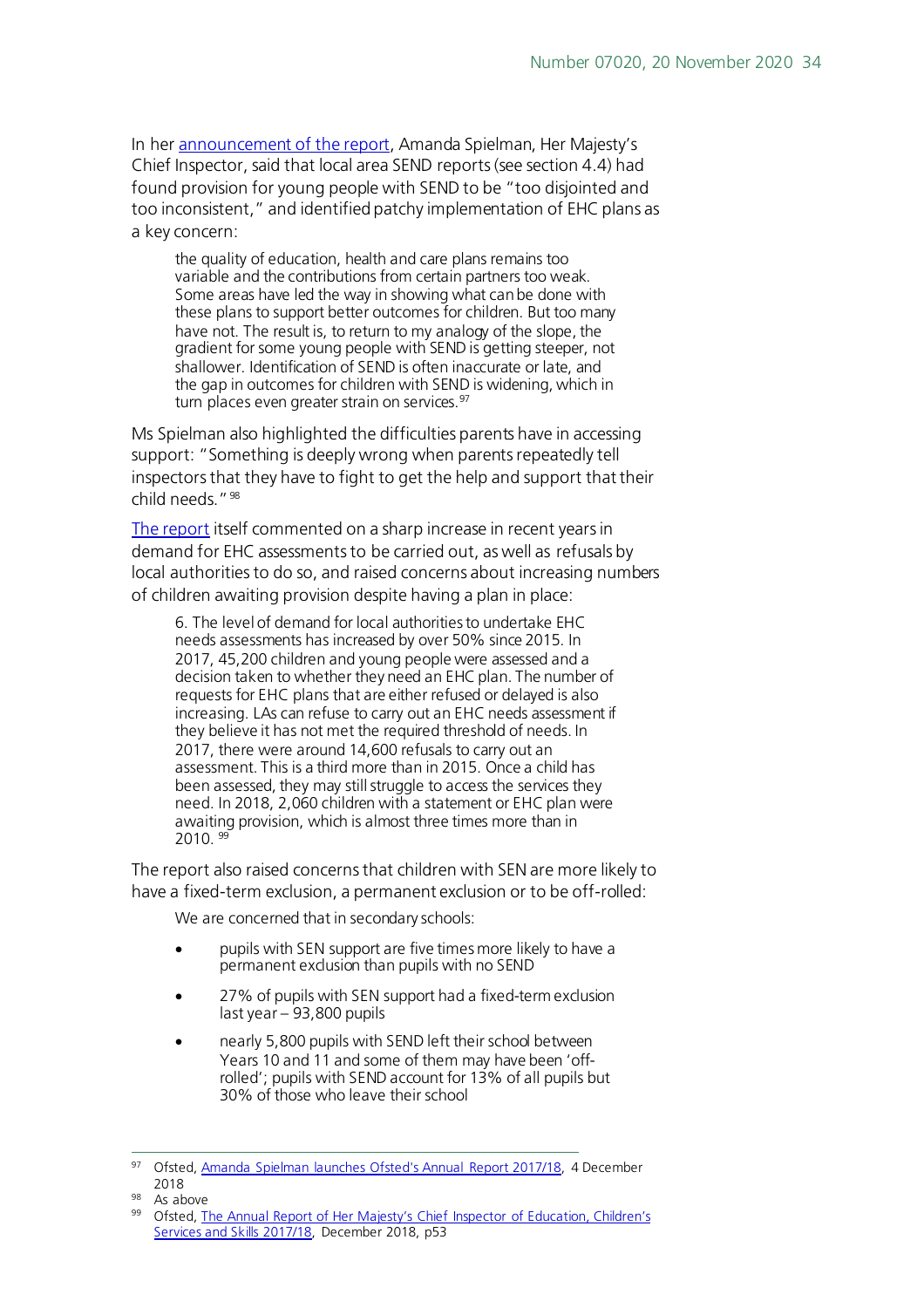In her [announcement of the report](#), Amanda Spielman, Her Majesty's Chief Inspector, said that local area SEND reports (see section 4.4) had found provision for young people with SEND to be "too disjointed and too inconsistent," and identified patchy implementation of EHC plans as a key concern:

> the quality of education, health and care plans remains too variable and the contributions from certain partners too weak. Some areas have led the way in showing what can be done with these plans to support better outcomes for children. But too many have not. The result is, to return to my analogy of the slope, the gradient for some young people with SEND is getting steeper, not shallower. Identification of SEND is often inaccurate or late, and the gap in outcomes for children with SEND is widening, which in turn places even greater strain on services.[97]

Ms Spielman also highlighted the difficulties parents have in accessing support: "Something is deeply wrong when parents repeatedly tell inspectors that they have to fight to get the help and support that their child needs."[98]

[The report](#) itself commented on a sharp increase in recent years in demand for EHC assessments to be carried out, as well as refusals by local authorities to do so, and raised concerns about increasing numbers of children awaiting provision despite having a plan in place:

> 6. The level of demand for local authorities to undertake EHC needs assessments has increased by over 50% since 2015. In 2017, 45,200 children and young people were assessed and a decision taken to whether they need an EHC plan. The number of requests for EHC plans that are either refused or delayed is also increasing. LAs can refuse to carry out an EHC needs assessment if they believe it has not met the required threshold of needs. In 2017, there were around 14,600 refusals to carry out an assessment. This is a third more than in 2015. Once a child has been assessed, they may still struggle to access the services they need. In 2018, 2,060 children with a statement or EHC plan were awaiting provision, which is almost three times more than in 2010.[99]

The report also raised concerns that children with SEN are more likely to have a fixed-term exclusion, a permanent exclusion or to be off-rolled:

> We are concerned that in secondary schools:
>
> - pupils with SEN support are five times more likely to have a permanent exclusion than pupils with no SEND
> - 27% of pupils with SEN support had a fixed-term exclusion last year – 93,800 pupils
> - nearly 5,800 pupils with SEND left their school between Years 10 and 11 and some of them may have been 'off-rolled'; pupils with SEND account for 13% of all pupils but 30% of those who leave their school

---

[97] Ofsted, [Amanda Spielman launches Ofsted's Annual Report 2017/18](#), 4 December 2018

[98] As above

[99] Ofsted, [The Annual Report of Her Majesty's Chief Inspector of Education, Children's Services and Skills 2017/18](#), December 2018, p53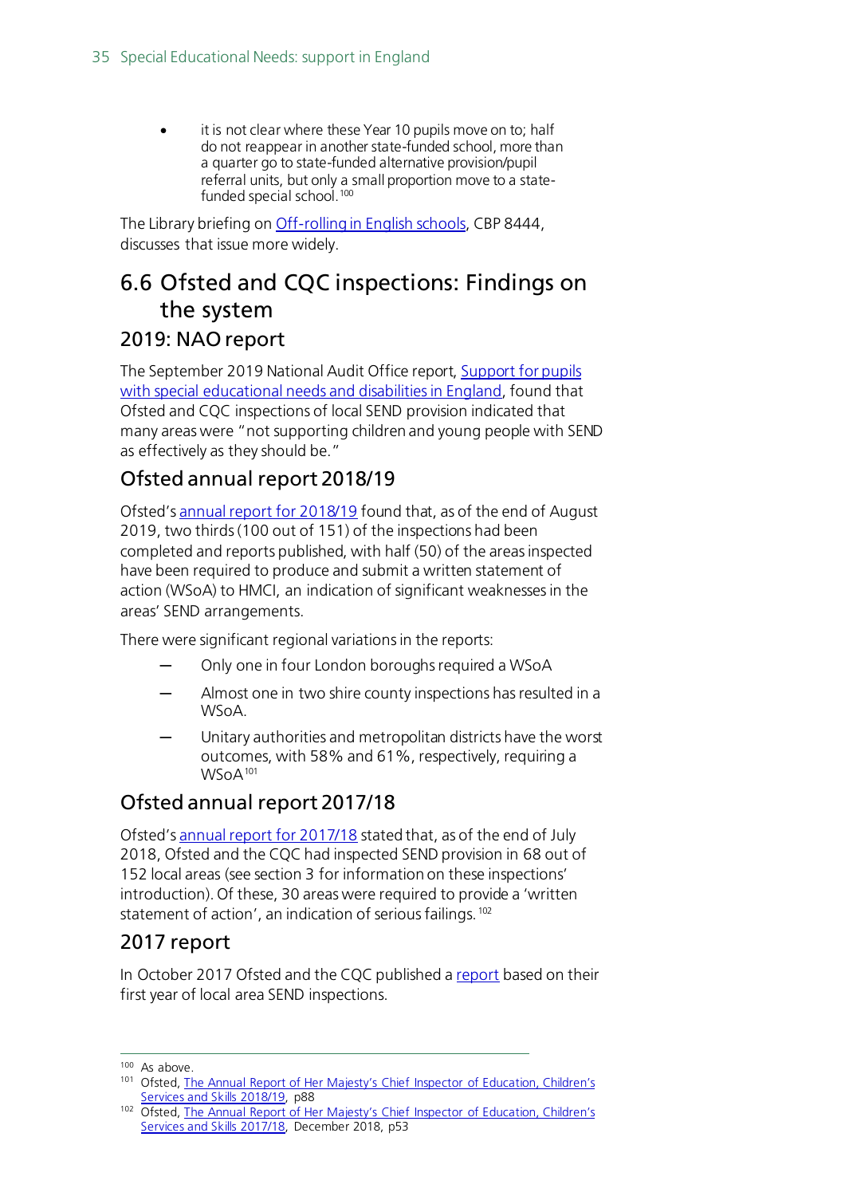- it is not clear where these Year 10 pupils move on to; half do not reappear in another state-funded school, more than a quarter go to state-funded alternative provision/pupil referral units, but only a small proportion move to a state-funded special school.[100]

The Library briefing on Off-rolling in English schools, CBP 8444, discusses that issue more widely.

## 6.6 Ofsted and CQC inspections: Findings on the system

### 2019: NAO report

The September 2019 National Audit Office report, Support for pupils with special educational needs and disabilities in England, found that Ofsted and CQC inspections of local SEND provision indicated that many areas were "not supporting children and young people with SEND as effectively as they should be."

### Ofsted annual report 2018/19

Ofsted's annual report for 2018/19 found that, as of the end of August 2019, two thirds (100 out of 151) of the inspections had been completed and reports published, with half (50) of the areas inspected have been required to produce and submit a written statement of action (WSoA) to HMCI, an indication of significant weaknesses in the areas' SEND arrangements.

There were significant regional variations in the reports:

- Only one in four London boroughs required a WSoA
- Almost one in two shire county inspections has resulted in a WSoA.
- Unitary authorities and metropolitan districts have the worst outcomes, with 58% and 61%, respectively, requiring a WSoA[101]

### Ofsted annual report 2017/18

Ofsted's annual report for 2017/18 stated that, as of the end of July 2018, Ofsted and the CQC had inspected SEND provision in 68 out of 152 local areas (see section 3 for information on these inspections' introduction). Of these, 30 areas were required to provide a 'written statement of action', an indication of serious failings.[102]

### 2017 report

In October 2017 Ofsted and the CQC published a report based on their first year of local area SEND inspections.

---

[100] As above.

[101] Ofsted, The Annual Report of Her Majesty's Chief Inspector of Education, Children's Services and Skills 2018/19, p88

[102] Ofsted, The Annual Report of Her Majesty's Chief Inspector of Education, Children's Services and Skills 2017/18, December 2018, p53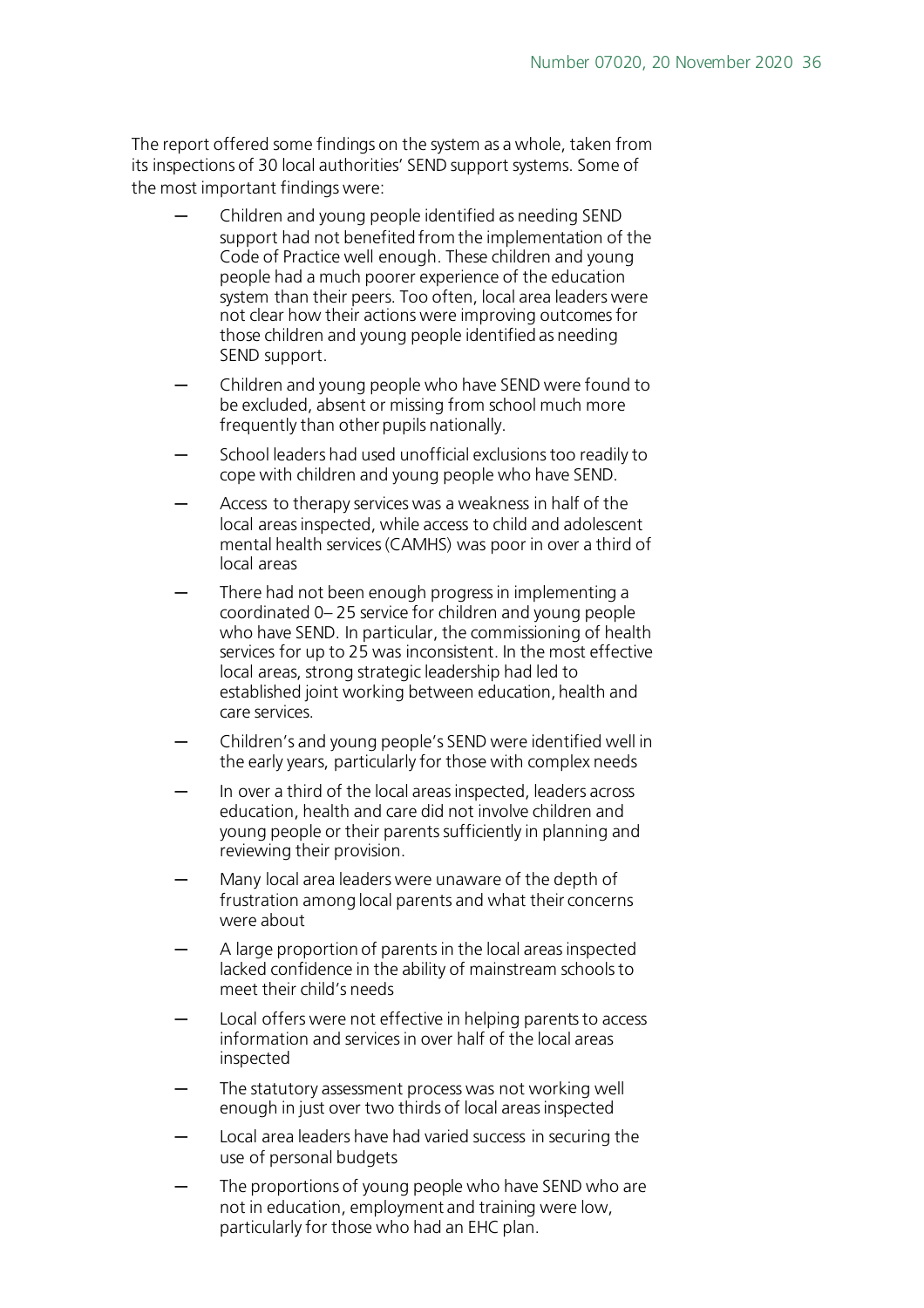The report offered some findings on the system as a whole, taken from its inspections of 30 local authorities' SEND support systems. Some of the most important findings were:

- Children and young people identified as needing SEND support had not benefited from the implementation of the Code of Practice well enough. These children and young people had a much poorer experience of the education system than their peers. Too often, local area leaders were not clear how their actions were improving outcomes for those children and young people identified as needing SEND support.
- Children and young people who have SEND were found to be excluded, absent or missing from school much more frequently than other pupils nationally.
- School leaders had used unofficial exclusions too readily to cope with children and young people who have SEND.
- Access to therapy services was a weakness in half of the local areas inspected, while access to child and adolescent mental health services (CAMHS) was poor in over a third of local areas
- There had not been enough progress in implementing a coordinated 0–25 service for children and young people who have SEND. In particular, the commissioning of health services for up to 25 was inconsistent. In the most effective local areas, strong strategic leadership had led to established joint working between education, health and care services.
- Children's and young people's SEND were identified well in the early years, particularly for those with complex needs
- In over a third of the local areas inspected, leaders across education, health and care did not involve children and young people or their parents sufficiently in planning and reviewing their provision.
- Many local area leaders were unaware of the depth of frustration among local parents and what their concerns were about
- A large proportion of parents in the local areas inspected lacked confidence in the ability of mainstream schools to meet their child's needs
- Local offers were not effective in helping parents to access information and services in over half of the local areas inspected
- The statutory assessment process was not working well enough in just over two thirds of local areas inspected
- Local area leaders have had varied success in securing the use of personal budgets
- The proportions of young people who have SEND who are not in education, employment and training were low, particularly for those who had an EHC plan.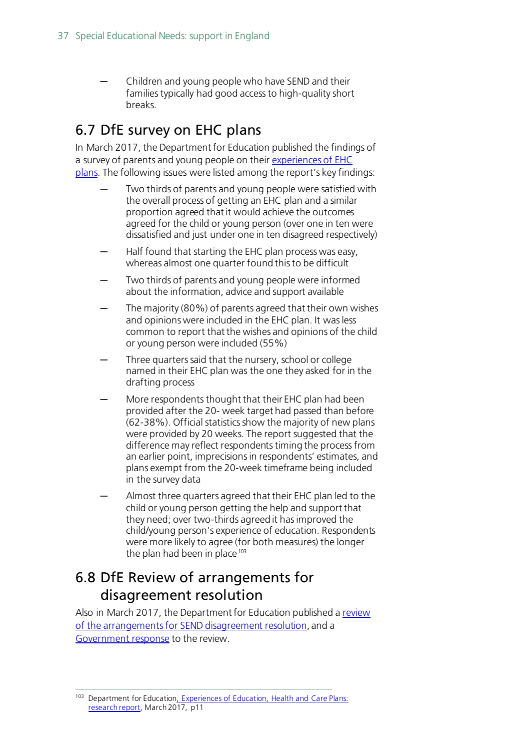- Children and young people who have SEND and their families typically had good access to high-quality short breaks.

## 6.7 DfE survey on EHC plans

In March 2017, the Department for Education published the findings of a survey of parents and young people on their experiences of EHC plans. The following issues were listed among the report's key findings:

- Two thirds of parents and young people were satisfied with the overall process of getting an EHC plan and a similar proportion agreed that it would achieve the outcomes agreed for the child or young person (over one in ten were dissatisfied and just under one in ten disagreed respectively)
- Half found that starting the EHC plan process was easy, whereas almost one quarter found this to be difficult
- Two thirds of parents and young people were informed about the information, advice and support available
- The majority (80%) of parents agreed that their own wishes and opinions were included in the EHC plan. It was less common to report that the wishes and opinions of the child or young person were included (55%)
- Three quarters said that the nursery, school or college named in their EHC plan was the one they asked for in the drafting process
- More respondents thought that their EHC plan had been provided after the 20- week target had passed than before (62-38%). Official statistics show the majority of new plans were provided by 20 weeks. The report suggested that the difference may reflect respondents timing the process from an earlier point, imprecisions in respondents' estimates, and plans exempt from the 20-week timeframe being included in the survey data
- Almost three quarters agreed that their EHC plan led to the child or young person getting the help and support that they need; over two-thirds agreed it has improved the child/young person's experience of education. Respondents were more likely to agree (for both measures) the longer the plan had been in place[103]

## 6.8 DfE Review of arrangements for disagreement resolution

Also in March 2017, the Department for Education published a review of the arrangements for SEND disagreement resolution, and a Government response to the review.

[103] Department for Education, Experiences of Education, Health and Care Plans: research report, March 2017, p11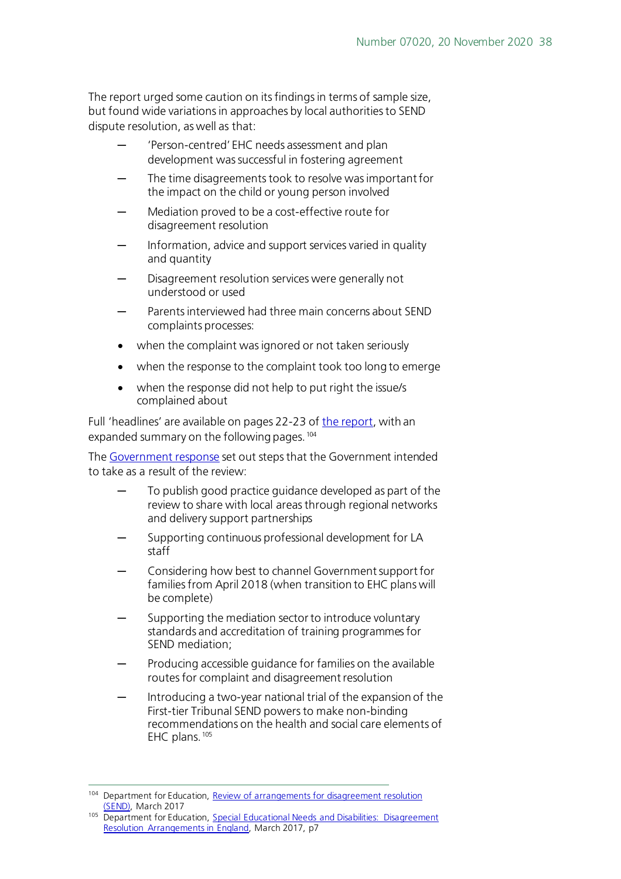The report urged some caution on its findings in terms of sample size, but found wide variations in approaches by local authorities to SEND dispute resolution, as well as that:

- 'Person-centred' EHC needs assessment and plan development was successful in fostering agreement
- The time disagreements took to resolve was important for the impact on the child or young person involved
- Mediation proved to be a cost-effective route for disagreement resolution
- Information, advice and support services varied in quality and quantity
- Disagreement resolution services were generally not understood or used
- Parents interviewed had three main concerns about SEND complaints processes:
  - when the complaint was ignored or not taken seriously
  - when the response to the complaint took too long to emerge
  - when the response did not help to put right the issue/s complained about

Full 'headlines' are available on pages 22-23 of the report, with an expanded summary on the following pages.[104]

The Government response set out steps that the Government intended to take as a result of the review:

- To publish good practice guidance developed as part of the review to share with local areas through regional networks and delivery support partnerships
- Supporting continuous professional development for LA staff
- Considering how best to channel Government support for families from April 2018 (when transition to EHC plans will be complete)
- Supporting the mediation sector to introduce voluntary standards and accreditation of training programmes for SEND mediation;
- Producing accessible guidance for families on the available routes for complaint and disagreement resolution
- Introducing a two-year national trial of the expansion of the First-tier Tribunal SEND powers to make non-binding recommendations on the health and social care elements of EHC plans.[105]

---

[104] Department for Education, Review of arrangements for disagreement resolution (SEND), March 2017

[105] Department for Education, Special Educational Needs and Disabilities: Disagreement Resolution Arrangements in England, March 2017, p7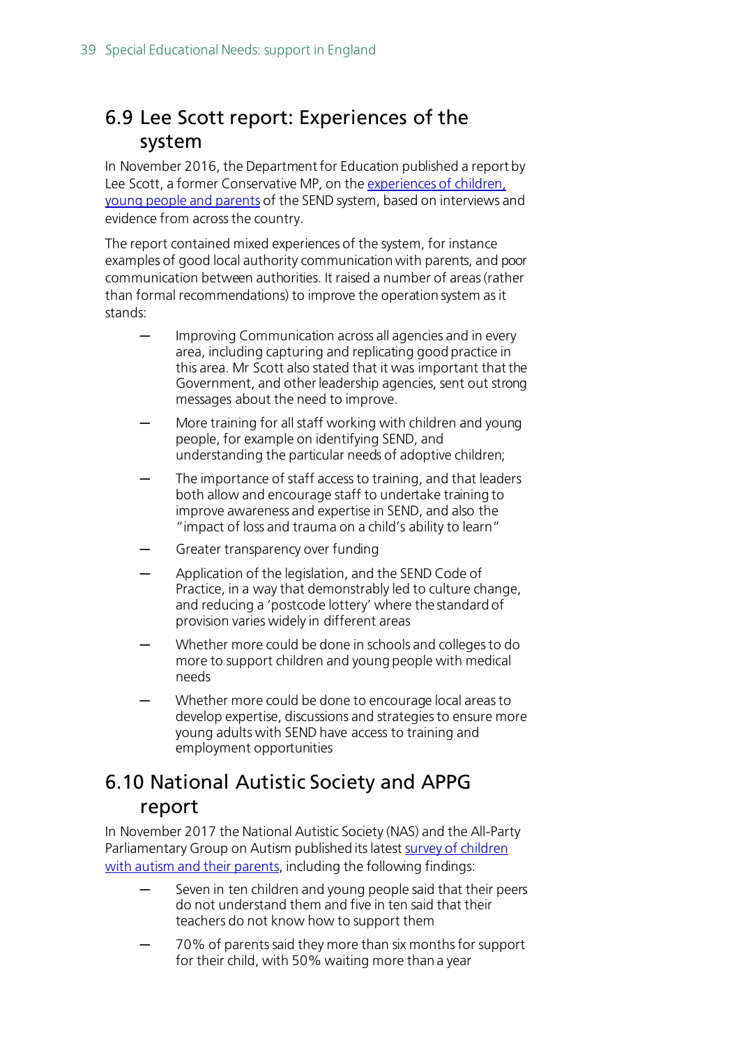## 6.9 Lee Scott report: Experiences of the system

In November 2016, the Department for Education published a report by Lee Scott, a former Conservative MP, on the experiences of children, young people and parents of the SEND system, based on interviews and evidence from across the country.

The report contained mixed experiences of the system, for instance examples of good local authority communication with parents, and poor communication between authorities. It raised a number of areas (rather than formal recommendations) to improve the operation system as it stands:

- Improving Communication across all agencies and in every area, including capturing and replicating good practice in this area. Mr Scott also stated that it was important that the Government, and other leadership agencies, sent out strong messages about the need to improve.
- More training for all staff working with children and young people, for example on identifying SEND, and understanding the particular needs of adoptive children;
- The importance of staff access to training, and that leaders both allow and encourage staff to undertake training to improve awareness and expertise in SEND, and also the "impact of loss and trauma on a child's ability to learn"
- Greater transparency over funding
- Application of the legislation, and the SEND Code of Practice, in a way that demonstrably led to culture change, and reducing a 'postcode lottery' where the standard of provision varies widely in different areas
- Whether more could be done in schools and colleges to do more to support children and young people with medical needs
- Whether more could be done to encourage local areas to develop expertise, discussions and strategies to ensure more young adults with SEND have access to training and employment opportunities

## 6.10 National Autistic Society and APPG report

In November 2017 the National Autistic Society (NAS) and the All-Party Parliamentary Group on Autism published its latest survey of children with autism and their parents, including the following findings:

- Seven in ten children and young people said that their peers do not understand them and five in ten said that their teachers do not know how to support them
- 70% of parents said they more than six months for support for their child, with 50% waiting more than a year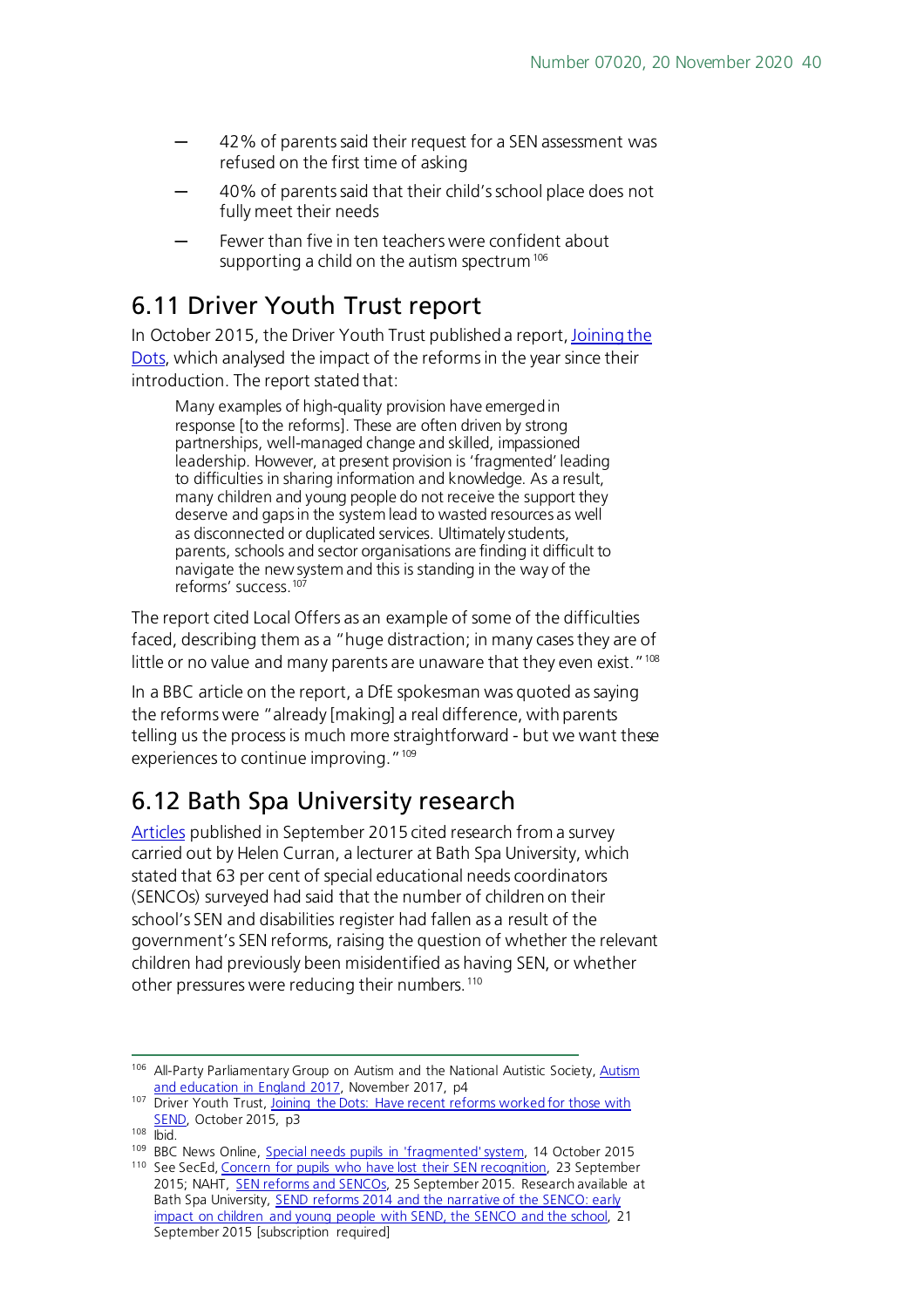- 42% of parents said their request for a SEN assessment was refused on the first time of asking
- 40% of parents said that their child's school place does not fully meet their needs
- Fewer than five in ten teachers were confident about supporting a child on the autism spectrum[106]

## 6.11 Driver Youth Trust report

In October 2015, the Driver Youth Trust published a report, Joining the Dots, which analysed the impact of the reforms in the year since their introduction. The report stated that:

> Many examples of high-quality provision have emerged in response [to the reforms]. These are often driven by strong partnerships, well-managed change and skilled, impassioned leadership. However, at present provision is 'fragmented' leading to difficulties in sharing information and knowledge. As a result, many children and young people do not receive the support they deserve and gaps in the system lead to wasted resources as well as disconnected or duplicated services. Ultimately students, parents, schools and sector organisations are finding it difficult to navigate the new system and this is standing in the way of the reforms' success.[107]

The report cited Local Offers as an example of some of the difficulties faced, describing them as a "huge distraction; in many cases they are of little or no value and many parents are unaware that they even exist."[108]

In a BBC article on the report, a DfE spokesman was quoted as saying the reforms were "already [making] a real difference, with parents telling us the process is much more straightforward - but we want these experiences to continue improving."[109]

## 6.12 Bath Spa University research

Articles published in September 2015 cited research from a survey carried out by Helen Curran, a lecturer at Bath Spa University, which stated that 63 per cent of special educational needs coordinators (SENCOs) surveyed had said that the number of children on their school's SEN and disabilities register had fallen as a result of the government's SEN reforms, raising the question of whether the relevant children had previously been misidentified as having SEN, or whether other pressures were reducing their numbers.[110]

---

[106] All-Party Parliamentary Group on Autism and the National Autistic Society, Autism and education in England 2017, November 2017, p4

[107] Driver Youth Trust, Joining the Dots: Have recent reforms worked for those with SEND, October 2015, p3

[108] Ibid.

[109] BBC News Online, Special needs pupils in 'fragmented' system, 14 October 2015

[110] See SecEd, Concern for pupils who have lost their SEN recognition, 23 September 2015; NAHT, SEN reforms and SENCOs, 25 September 2015. Research available at Bath Spa University, SEND reforms 2014 and the narrative of the SENCO: early impact on children and young people with SEND, the SENCO and the school, 21 September 2015 [subscription required]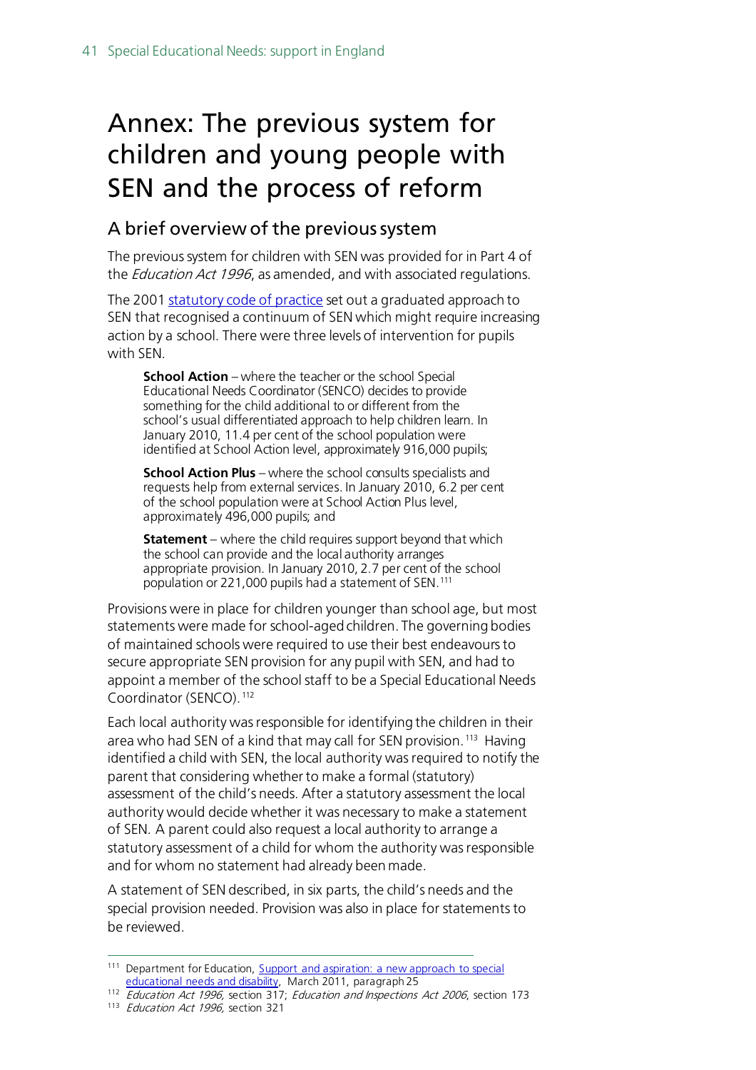# Annex: The previous system for children and young people with SEN and the process of reform

## A brief overview of the previous system

The previous system for children with SEN was provided for in Part 4 of the *Education Act 1996*, as amended, and with associated regulations.

The 2001 statutory code of practice set out a graduated approach to SEN that recognised a continuum of SEN which might require increasing action by a school. There were three levels of intervention for pupils with SEN.

> **School Action** – where the teacher or the school Special Educational Needs Coordinator (SENCO) decides to provide something for the child additional to or different from the school's usual differentiated approach to help children learn. In January 2010, 11.4 per cent of the school population were identified at School Action level, approximately 916,000 pupils;
>
> **School Action Plus** – where the school consults specialists and requests help from external services. In January 2010, 6.2 per cent of the school population were at School Action Plus level, approximately 496,000 pupils; and
>
> **Statement** – where the child requires support beyond that which the school can provide and the local authority arranges appropriate provision. In January 2010, 2.7 per cent of the school population or 221,000 pupils had a statement of SEN.[111]

Provisions were in place for children younger than school age, but most statements were made for school-aged children. The governing bodies of maintained schools were required to use their best endeavours to secure appropriate SEN provision for any pupil with SEN, and had to appoint a member of the school staff to be a Special Educational Needs Coordinator (SENCO).[112]

Each local authority was responsible for identifying the children in their area who had SEN of a kind that may call for SEN provision.[113] Having identified a child with SEN, the local authority was required to notify the parent that considering whether to make a formal (statutory) assessment of the child's needs. After a statutory assessment the local authority would decide whether it was necessary to make a statement of SEN. A parent could also request a local authority to arrange a statutory assessment of a child for whom the authority was responsible and for whom no statement had already been made.

A statement of SEN described, in six parts, the child's needs and the special provision needed. Provision was also in place for statements to be reviewed.

---

[111] Department for Education, Support and aspiration: a new approach to special educational needs and disability, March 2011, paragraph 25

[112] *Education Act 1996*, section 317; *Education and Inspections Act 2006*, section 173

[113] *Education Act 1996*, section 321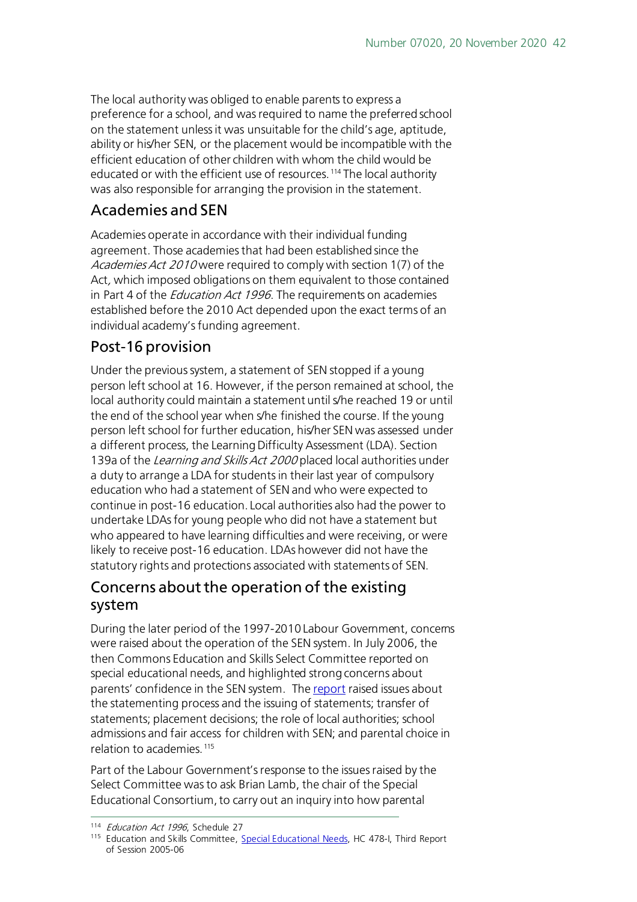The local authority was obliged to enable parents to express a preference for a school, and was required to name the preferred school on the statement unless it was unsuitable for the child's age, aptitude, ability or his/her SEN, or the placement would be incompatible with the efficient education of other children with whom the child would be educated or with the efficient use of resources.[114] The local authority was also responsible for arranging the provision in the statement.

## Academies and SEN

Academies operate in accordance with their individual funding agreement. Those academies that had been established since the *Academies Act 2010* were required to comply with section 1(7) of the Act, which imposed obligations on them equivalent to those contained in Part 4 of the *Education Act 1996*. The requirements on academies established before the 2010 Act depended upon the exact terms of an individual academy's funding agreement.

## Post-16 provision

Under the previous system, a statement of SEN stopped if a young person left school at 16. However, if the person remained at school, the local authority could maintain a statement until s/he reached 19 or until the end of the school year when s/he finished the course. If the young person left school for further education, his/her SEN was assessed under a different process, the Learning Difficulty Assessment (LDA). Section 139a of the *Learning and Skills Act 2000* placed local authorities under a duty to arrange a LDA for students in their last year of compulsory education who had a statement of SEN and who were expected to continue in post-16 education. Local authorities also had the power to undertake LDAs for young people who did not have a statement but who appeared to have learning difficulties and were receiving, or were likely to receive post-16 education. LDAs however did not have the statutory rights and protections associated with statements of SEN.

## Concerns about the operation of the existing system

During the later period of the 1997-2010 Labour Government, concerns were raised about the operation of the SEN system. In July 2006, the then Commons Education and Skills Select Committee reported on special educational needs, and highlighted strong concerns about parents' confidence in the SEN system. The report raised issues about the statementing process and the issuing of statements; transfer of statements; placement decisions; the role of local authorities; school admissions and fair access for children with SEN; and parental choice in relation to academies.[115]

Part of the Labour Government's response to the issues raised by the Select Committee was to ask Brian Lamb, the chair of the Special Educational Consortium, to carry out an inquiry into how parental

---

[114] *Education Act 1996*, Schedule 27

[115] Education and Skills Committee, Special Educational Needs, HC 478-I, Third Report of Session 2005-06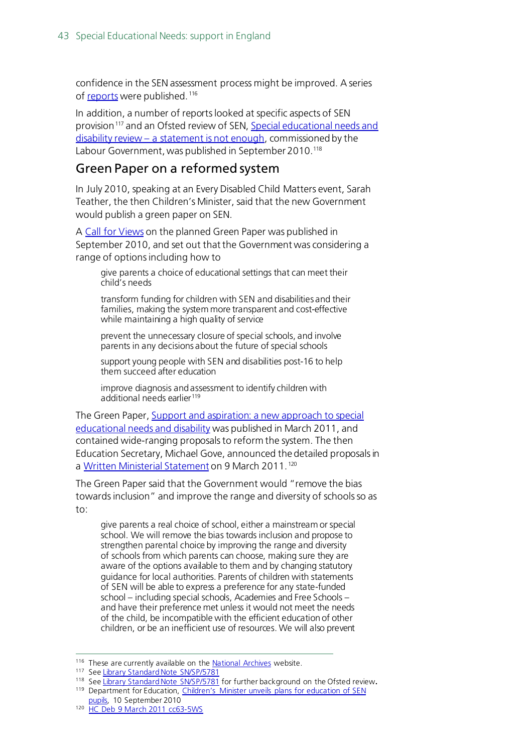confidence in the SEN assessment process might be improved. A series of reports were published.[116]

In addition, a number of reports looked at specific aspects of SEN provision[117] and an Ofsted review of SEN, Special educational needs and disability review – a statement is not enough, commissioned by the Labour Government, was published in September 2010.[118]

## Green Paper on a reformed system

In July 2010, speaking at an Every Disabled Child Matters event, Sarah Teather, the then Children's Minister, said that the new Government would publish a green paper on SEN.

A Call for Views on the planned Green Paper was published in September 2010, and set out that the Government was considering a range of options including how to

> give parents a choice of educational settings that can meet their child's needs
>
> transform funding for children with SEN and disabilities and their families, making the system more transparent and cost-effective while maintaining a high quality of service
>
> prevent the unnecessary closure of special schools, and involve parents in any decisions about the future of special schools
>
> support young people with SEN and disabilities post-16 to help them succeed after education
>
> improve diagnosis and assessment to identify children with additional needs earlier[119]

The Green Paper, Support and aspiration: a new approach to special educational needs and disability was published in March 2011, and contained wide-ranging proposals to reform the system. The then Education Secretary, Michael Gove, announced the detailed proposals in a Written Ministerial Statement on 9 March 2011.[120]

The Green Paper said that the Government would "remove the bias towards inclusion" and improve the range and diversity of schools so as to:

> give parents a real choice of school, either a mainstream or special school. We will remove the bias towards inclusion and propose to strengthen parental choice by improving the range and diversity of schools from which parents can choose, making sure they are aware of the options available to them and by changing statutory guidance for local authorities. Parents of children with statements of SEN will be able to express a preference for any state-funded school – including special schools, Academies and Free Schools – and have their preference met unless it would not meet the needs of the child, be incompatible with the efficient education of other children, or be an inefficient use of resources. We will also prevent

---

[116] These are currently available on the National Archives website.

[117] See Library Standard Note SN/SP/5781

[118] See Library Standard Note SN/SP/5781 for further background on the Ofsted review.

[119] Department for Education, Children's Minister unveils plans for education of SEN pupils, 10 September 2010

[120] HC Deb 9 March 2011 cc63-5WS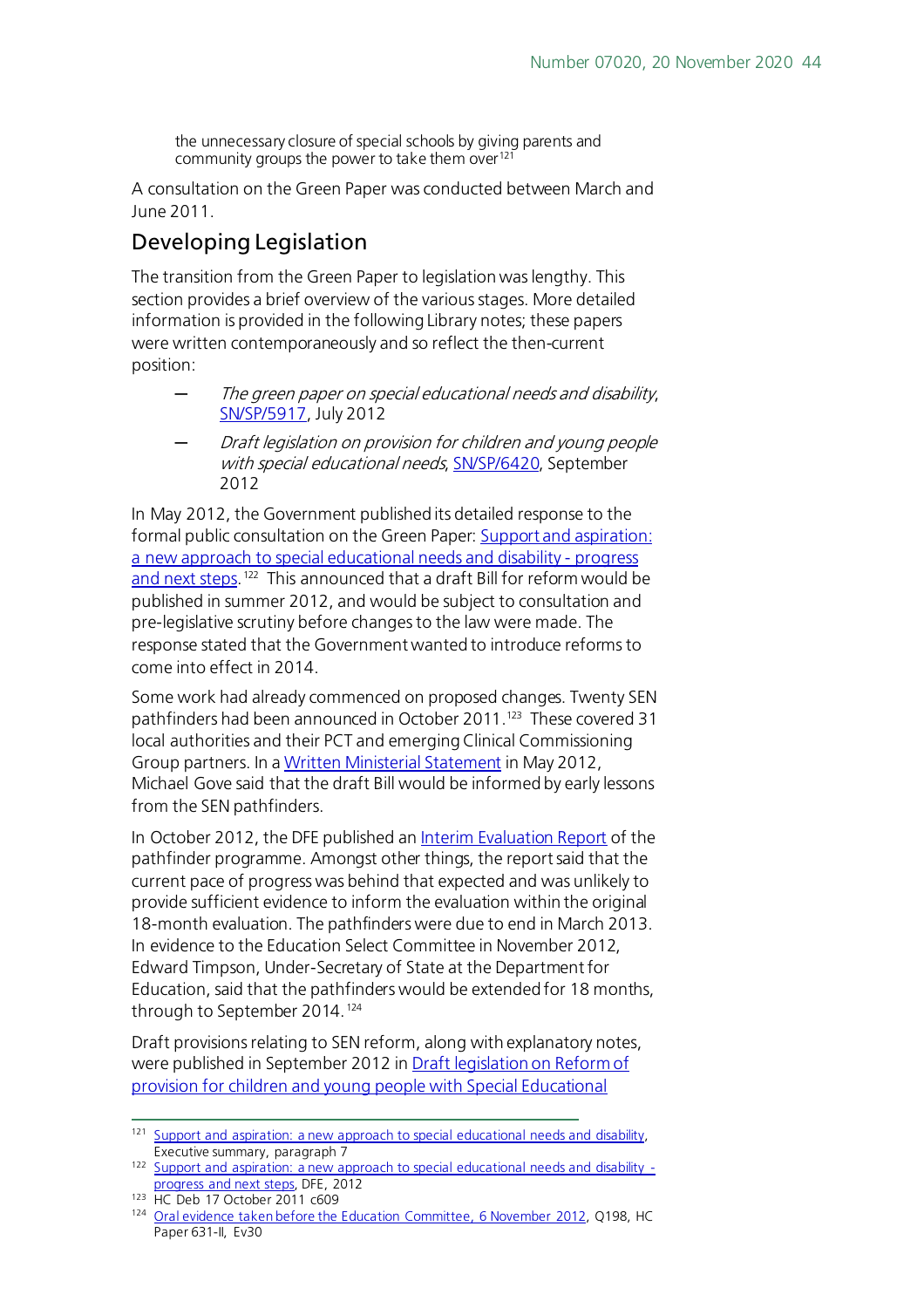> the unnecessary closure of special schools by giving parents and community groups the power to take them over[121]

A consultation on the Green Paper was conducted between March and June 2011.

## Developing Legislation

The transition from the Green Paper to legislation was lengthy. This section provides a brief overview of the various stages. More detailed information is provided in the following Library notes; these papers were written contemporaneously and so reflect the then-current position:

- *The green paper on special educational needs and disability*, SN/SP/5917, July 2012
- *Draft legislation on provision for children and young people with special educational needs*, SN/SP/6420, September 2012

In May 2012, the Government published its detailed response to the formal public consultation on the Green Paper: Support and aspiration: a new approach to special educational needs and disability - progress and next steps.[122] This announced that a draft Bill for reform would be published in summer 2012, and would be subject to consultation and pre-legislative scrutiny before changes to the law were made. The response stated that the Government wanted to introduce reforms to come into effect in 2014.

Some work had already commenced on proposed changes. Twenty SEN pathfinders had been announced in October 2011.[123] These covered 31 local authorities and their PCT and emerging Clinical Commissioning Group partners. In a Written Ministerial Statement in May 2012, Michael Gove said that the draft Bill would be informed by early lessons from the SEN pathfinders.

In October 2012, the DFE published an Interim Evaluation Report of the pathfinder programme. Amongst other things, the report said that the current pace of progress was behind that expected and was unlikely to provide sufficient evidence to inform the evaluation within the original 18-month evaluation. The pathfinders were due to end in March 2013. In evidence to the Education Select Committee in November 2012, Edward Timpson, Under-Secretary of State at the Department for Education, said that the pathfinders would be extended for 18 months, through to September 2014.[124]

Draft provisions relating to SEN reform, along with explanatory notes, were published in September 2012 in Draft legislation on Reform of provision for children and young people with Special Educational

---

[121] Support and aspiration: a new approach to special educational needs and disability, Executive summary, paragraph 7

[122] Support and aspiration: a new approach to special educational needs and disability - progress and next steps, DFE, 2012

[123] HC Deb 17 October 2011 c609

[124] Oral evidence taken before the Education Committee, 6 November 2012, Q198, HC Paper 631-II, Ev30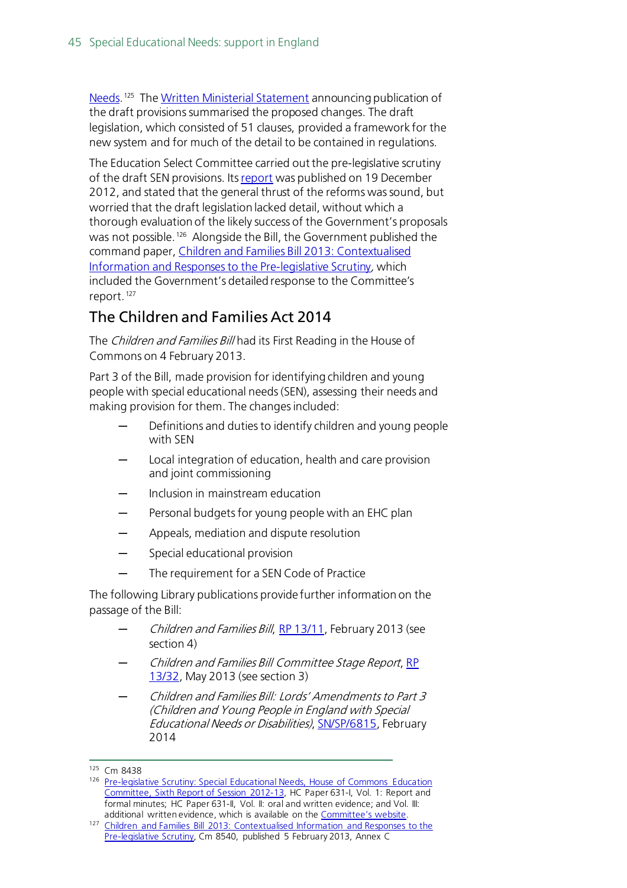Needs.[125] The Written Ministerial Statement announcing publication of the draft provisions summarised the proposed changes. The draft legislation, which consisted of 51 clauses, provided a framework for the new system and for much of the detail to be contained in regulations.

The Education Select Committee carried out the pre-legislative scrutiny of the draft SEN provisions. Its report was published on 19 December 2012, and stated that the general thrust of the reforms was sound, but worried that the draft legislation lacked detail, without which a thorough evaluation of the likely success of the Government's proposals was not possible.[126] Alongside the Bill, the Government published the command paper, Children and Families Bill 2013: Contextualised Information and Responses to the Pre-legislative Scrutiny, which included the Government's detailed response to the Committee's report.[127]

## The Children and Families Act 2014

The *Children and Families Bill* had its First Reading in the House of Commons on 4 February 2013.

Part 3 of the Bill, made provision for identifying children and young people with special educational needs (SEN), assessing their needs and making provision for them. The changes included:

- Definitions and duties to identify children and young people with SEN
- Local integration of education, health and care provision and joint commissioning
- Inclusion in mainstream education
- Personal budgets for young people with an EHC plan
- Appeals, mediation and dispute resolution
- Special educational provision
- The requirement for a SEN Code of Practice

The following Library publications provide further information on the passage of the Bill:

- *Children and Families Bill*, RP 13/11, February 2013 (see section 4)
- *Children and Families Bill Committee Stage Report*, RP 13/32, May 2013 (see section 3)
- *Children and Families Bill: Lords' Amendments to Part 3 (Children and Young People in England with Special Educational Needs or Disabilities)*, SN/SP/6815, February 2014

---

[125] Cm 8438

[126] Pre-legislative Scrutiny: Special Educational Needs, House of Commons Education Committee, Sixth Report of Session 2012-13, HC Paper 631-I, Vol. 1: Report and formal minutes; HC Paper 631-II, Vol. II: oral and written evidence; and Vol. III: additional written evidence, which is available on the Committee's website.

[127] Children and Families Bill 2013: Contextualised Information and Responses to the Pre-legislative Scrutiny, Cm 8540, published 5 February 2013, Annex C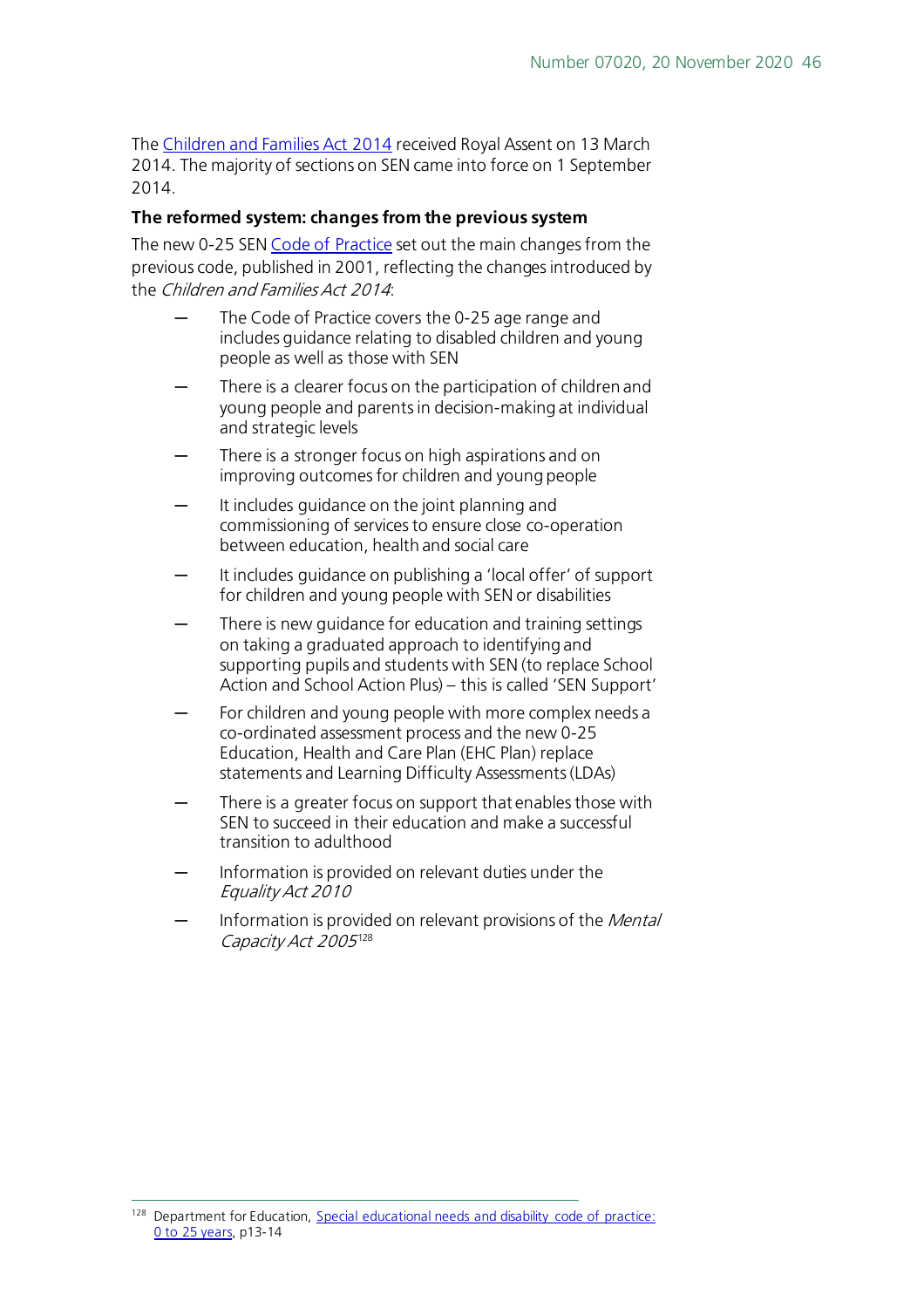The [Children and Families Act 2014] received Royal Assent on 13 March 2014. The majority of sections on SEN came into force on 1 September 2014.

**The reformed system: changes from the previous system**

The new 0-25 SEN [Code of Practice] set out the main changes from the previous code, published in 2001, reflecting the changes introduced by the *Children and Families Act 2014*:

- The Code of Practice covers the 0-25 age range and includes guidance relating to disabled children and young people as well as those with SEN
- There is a clearer focus on the participation of children and young people and parents in decision-making at individual and strategic levels
- There is a stronger focus on high aspirations and on improving outcomes for children and young people
- It includes guidance on the joint planning and commissioning of services to ensure close co-operation between education, health and social care
- It includes guidance on publishing a 'local offer' of support for children and young people with SEN or disabilities
- There is new guidance for education and training settings on taking a graduated approach to identifying and supporting pupils and students with SEN (to replace School Action and School Action Plus) – this is called 'SEN Support'
- For children and young people with more complex needs a co-ordinated assessment process and the new 0-25 Education, Health and Care Plan (EHC Plan) replace statements and Learning Difficulty Assessments (LDAs)
- There is a greater focus on support that enables those with SEN to succeed in their education and make a successful transition to adulthood
- Information is provided on relevant duties under the *Equality Act 2010*
- Information is provided on relevant provisions of the *Mental Capacity Act 2005*[128]

[128] Department for Education, [Special educational needs and disability code of practice: 0 to 25 years], p13-14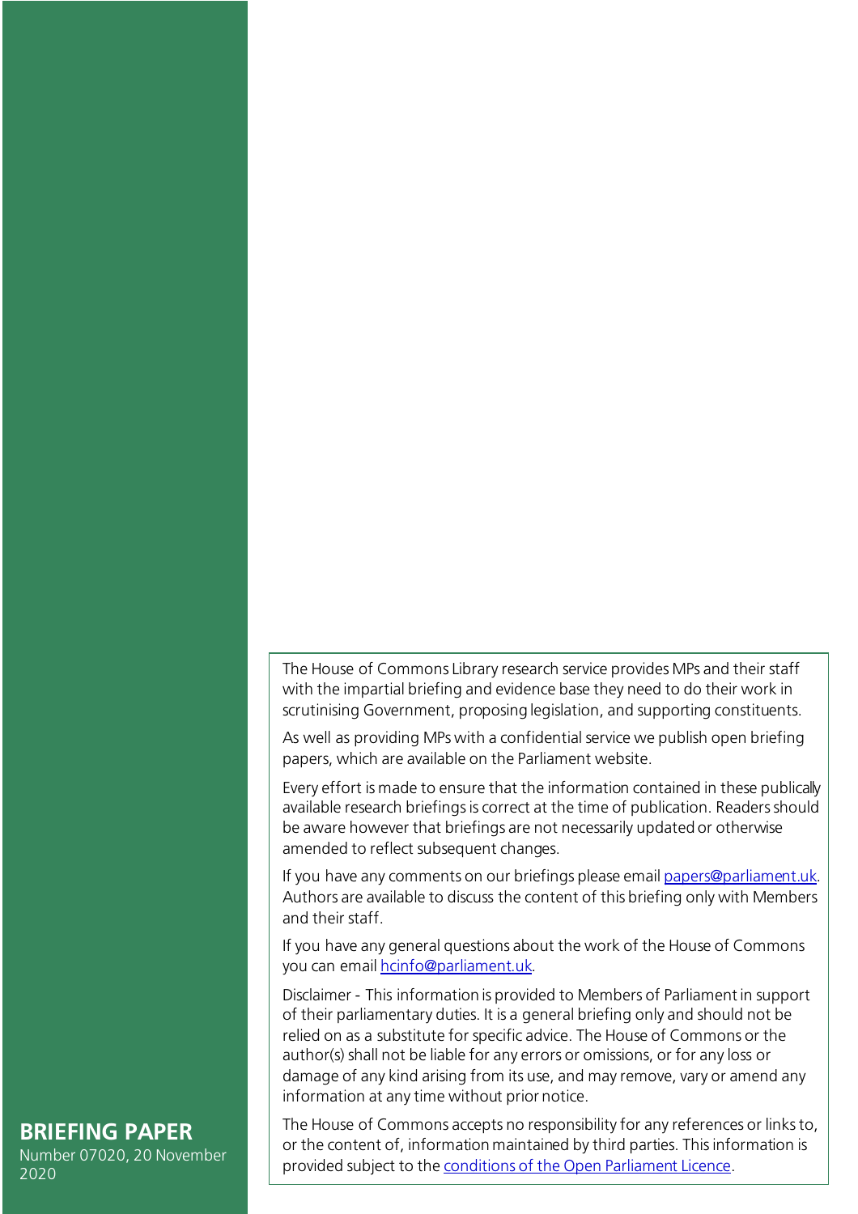**BRIEFING PAPER**

Number 07020, 20 November 2020

The House of Commons Library research service provides MPs and their staff with the impartial briefing and evidence base they need to do their work in scrutinising Government, proposing legislation, and supporting constituents.

As well as providing MPs with a confidential service we publish open briefing papers, which are available on the Parliament website.

Every effort is made to ensure that the information contained in these publically available research briefings is correct at the time of publication. Readers should be aware however that briefings are not necessarily updated or otherwise amended to reflect subsequent changes.

If you have any comments on our briefings please email papers@parliament.uk. Authors are available to discuss the content of this briefing only with Members and their staff.

If you have any general questions about the work of the House of Commons you can email hcinfo@parliament.uk.

Disclaimer - This information is provided to Members of Parliament in support of their parliamentary duties. It is a general briefing only and should not be relied on as a substitute for specific advice. The House of Commons or the author(s) shall not be liable for any errors or omissions, or for any loss or damage of any kind arising from its use, and may remove, vary or amend any information at any time without prior notice.

The House of Commons accepts no responsibility for any references or links to, or the content of, information maintained by third parties. This information is provided subject to the conditions of the Open Parliament Licence.